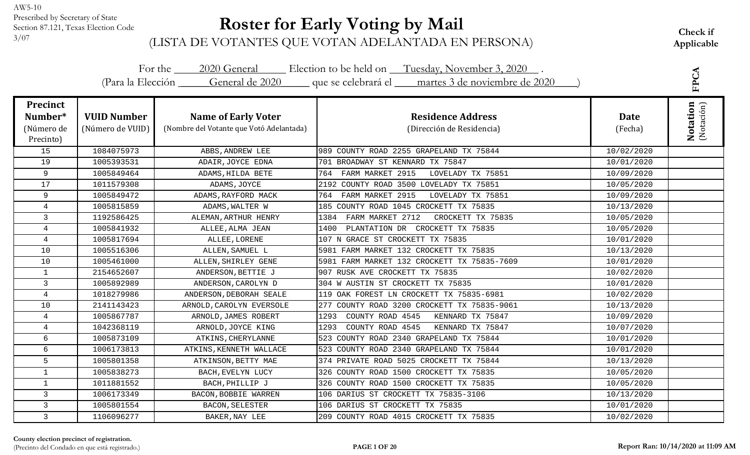AW5-10
Prescribed by Secretary of State
Section 87.121, Texas Election Code
3/07

# Roster for Early Voting by Mail

(LISTA DE VOTANTES QUE VOTAN ADELANTADA EN PERSONA)

**Check if Applicable**

For the 2020 General Election to be held on Tuesday, November 3, 2020 .
(Para la Elección General de 2020 que se celebrará el martes 3 de noviembre de 2020 )

**FPCA**

| **Precinct Number*** (Número de Precinto) | **VUID Number** (Número de VUID) | **Name of Early Voter** (Nombre del Votante que Votó Adelantada) | **Residence Address** (Dirección de Residencia) | **Date** (Fecha) | **Notation** (Notación) |
|---|---|---|---|---|---|
| 15 | 1084075973 | ABBS,ANDREW LEE | 989 COUNTY ROAD 2255 GRAPELAND TX 75844 | 10/02/2020 | |
| 19 | 1005393531 | ADAIR,JOYCE EDNA | 701 BROADWAY ST KENNARD TX 75847 | 10/01/2020 | |
| 9 | 1005849464 | ADAMS,HILDA BETE | 764 FARM MARKET 2915 LOVELADY TX 75851 | 10/09/2020 | |
| 17 | 1011579308 | ADAMS,JOYCE | 2192 COUNTY ROAD 3500 LOVELADY TX 75851 | 10/05/2020 | |
| 9 | 1005849472 | ADAMS,RAYFORD MACK | 764 FARM MARKET 2915 LOVELADY TX 75851 | 10/09/2020 | |
| 4 | 1005815859 | ADAMS,WALTER W | 185 COUNTY ROAD 1045 CROCKETT TX 75835 | 10/13/2020 | |
| 3 | 1192586425 | ALEMAN,ARTHUR HENRY | 1384 FARM MARKET 2712 CROCKETT TX 75835 | 10/05/2020 | |
| 4 | 1005841932 | ALLEE,ALMA JEAN | 1400 PLANTATION DR CROCKETT TX 75835 | 10/05/2020 | |
| 4 | 1005817694 | ALLEE,LORENE | 107 N GRACE ST CROCKETT TX 75835 | 10/01/2020 | |
| 10 | 1005516306 | ALLEN,SAMUEL L | 5981 FARM MARKET 132 CROCKETT TX 75835 | 10/13/2020 | |
| 10 | 1005461000 | ALLEN,SHIRLEY GENE | 5981 FARM MARKET 132 CROCKETT TX 75835-7609 | 10/01/2020 | |
| 1 | 2154652607 | ANDERSON,BETTIE J | 907 RUSK AVE CROCKETT TX 75835 | 10/02/2020 | |
| 3 | 1005892989 | ANDERSON,CAROLYN D | 304 W AUSTIN ST CROCKETT TX 75835 | 10/01/2020 | |
| 4 | 1018279986 | ANDERSON,DEBORAH SEALE | 119 OAK FOREST LN CROCKETT TX 75835-6981 | 10/02/2020 | |
| 10 | 2141143423 | ARNOLD,CAROLYN EVERSOLE | 277 COUNTY ROAD 3200 CROCKETT TX 75835-9061 | 10/13/2020 | |
| 4 | 1005867787 | ARNOLD,JAMES ROBERT | 1293 COUNTY ROAD 4545 KENNARD TX 75847 | 10/09/2020 | |
| 4 | 1042368119 | ARNOLD,JOYCE KING | 1293 COUNTY ROAD 4545 KENNARD TX 75847 | 10/07/2020 | |
| 6 | 1005873109 | ATKINS,CHERYLANNE | 523 COUNTY ROAD 2340 GRAPELAND TX 75844 | 10/01/2020 | |
| 6 | 1006173813 | ATKINS,KENNETH WALLACE | 523 COUNTY ROAD 2340 GRAPELAND TX 75844 | 10/01/2020 | |
| 5 | 1005801358 | ATKINSON,BETTY MAE | 374 PRIVATE ROAD 5025 CROCKETT TX 75844 | 10/13/2020 | |
| 1 | 1005838273 | BACH,EVELYN LUCY | 326 COUNTY ROAD 1500 CROCKETT TX 75835 | 10/05/2020 | |
| 1 | 1011881552 | BACH,PHILLIP J | 326 COUNTY ROAD 1500 CROCKETT TX 75835 | 10/05/2020 | |
| 3 | 1006173349 | BACON,BOBBIE WARREN | 106 DARIUS ST CROCKETT TX 75835-3106 | 10/13/2020 | |
| 3 | 1005801554 | BACON,SELESTER | 106 DARIUS ST CROCKETT TX 75835 | 10/01/2020 | |
| 3 | 1106096277 | BAKER,NAY LEE | 209 COUNTY ROAD 4015 CROCKETT TX 75835 | 10/02/2020 | |

**County election precinct of registration.**
(Precinto del Condado en que está registrado.)

Report Ran: 10/14/2020 at 11:09 AM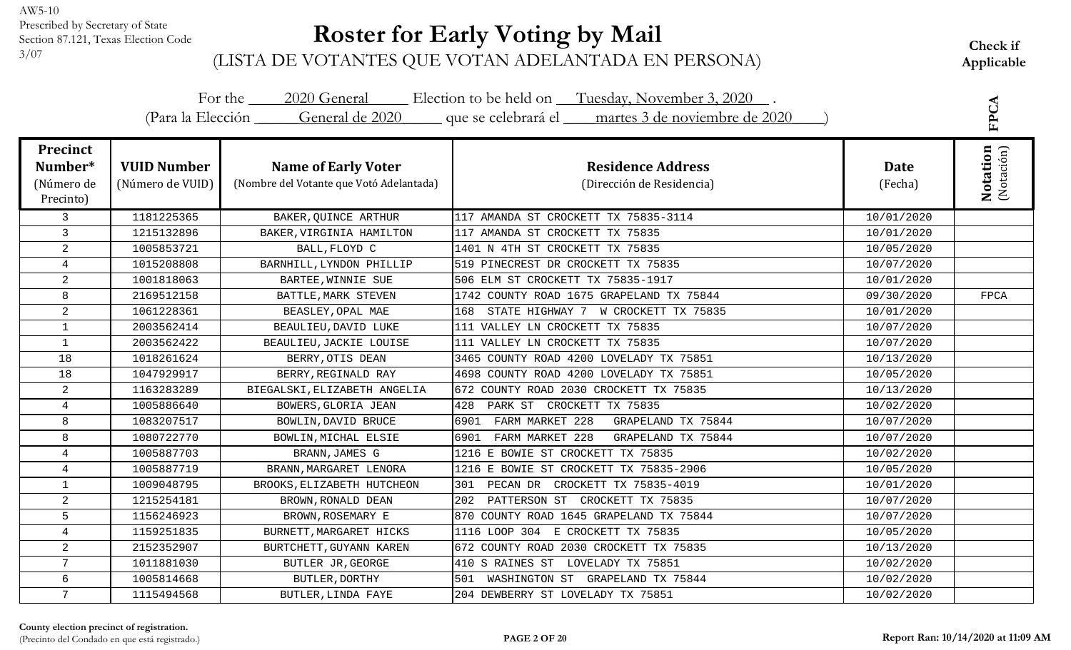AW5-10
Prescribed by Secretary of State
Section 87.121, Texas Election Code
3/07

# Roster for Early Voting by Mail

(LISTA DE VOTANTES QUE VOTAN ADELANTADA EN PERSONA)

**Check if Applicable**

For the 2020 General Election to be held on Tuesday, November 3, 2020 .
(Para la Elección General de 2020 que se celebrará el martes 3 de noviembre de 2020 )

FPCA

| Precinct Number* (Número de Precinto) | VUID Number (Número de VUID) | Name of Early Voter (Nombre del Votante que Votó Adelantada) | Residence Address (Dirección de Residencia) | Date (Fecha) | Notation (Notación) |
|---|---|---|---|---|---|
| 3 | 1181225365 | BAKER,QUINCE ARTHUR | 117 AMANDA ST CROCKETT TX 75835-3114 | 10/01/2020 | |
| 3 | 1215132896 | BAKER,VIRGINIA HAMILTON | 117 AMANDA ST CROCKETT TX 75835 | 10/01/2020 | |
| 2 | 1005853721 | BALL,FLOYD C | 1401 N 4TH ST CROCKETT TX 75835 | 10/05/2020 | |
| 4 | 1015208808 | BARNHILL,LYNDON PHILLIP | 519 PINECREST DR CROCKETT TX 75835 | 10/07/2020 | |
| 2 | 1001818063 | BARTEE,WINNIE SUE | 506 ELM ST CROCKETT TX 75835-1917 | 10/01/2020 | |
| 8 | 2169512158 | BATTLE,MARK STEVEN | 1742 COUNTY ROAD 1675 GRAPELAND TX 75844 | 09/30/2020 | FPCA |
| 2 | 1061228361 | BEASLEY,OPAL MAE | 168 STATE HIGHWAY 7 W CROCKETT TX 75835 | 10/01/2020 | |
| 1 | 2003562414 | BEAULIEU,DAVID LUKE | 111 VALLEY LN CROCKETT TX 75835 | 10/07/2020 | |
| 1 | 2003562422 | BEAULIEU,JACKIE LOUISE | 111 VALLEY LN CROCKETT TX 75835 | 10/07/2020 | |
| 18 | 1018261624 | BERRY,OTIS DEAN | 3465 COUNTY ROAD 4200 LOVELADY TX 75851 | 10/13/2020 | |
| 18 | 1047929917 | BERRY,REGINALD RAY | 4698 COUNTY ROAD 4200 LOVELADY TX 75851 | 10/05/2020 | |
| 2 | 1163283289 | BIEGALSKI,ELIZABETH ANGELIA | 672 COUNTY ROAD 2030 CROCKETT TX 75835 | 10/13/2020 | |
| 4 | 1005886640 | BOWERS,GLORIA JEAN | 428 PARK ST CROCKETT TX 75835 | 10/02/2020 | |
| 8 | 1083207517 | BOWLIN,DAVID BRUCE | 6901 FARM MARKET 228 GRAPELAND TX 75844 | 10/07/2020 | |
| 8 | 1080722770 | BOWLIN,MICHAL ELSIE | 6901 FARM MARKET 228 GRAPELAND TX 75844 | 10/07/2020 | |
| 4 | 1005887703 | BRANN,JAMES G | 1216 E BOWIE ST CROCKETT TX 75835 | 10/02/2020 | |
| 4 | 1005887719 | BRANN,MARGARET LENORA | 1216 E BOWIE ST CROCKETT TX 75835-2906 | 10/05/2020 | |
| 1 | 1009048795 | BROOKS,ELIZABETH HUTCHEON | 301 PECAN DR CROCKETT TX 75835-4019 | 10/01/2020 | |
| 2 | 1215254181 | BROWN,RONALD DEAN | 202 PATTERSON ST CROCKETT TX 75835 | 10/07/2020 | |
| 5 | 1156246923 | BROWN,ROSEMARY E | 870 COUNTY ROAD 1645 GRAPELAND TX 75844 | 10/07/2020 | |
| 4 | 1159251835 | BURNETT,MARGARET HICKS | 1116 LOOP 304 E CROCKETT TX 75835 | 10/05/2020 | |
| 2 | 2152352907 | BURTCHETT,GUYANN KAREN | 672 COUNTY ROAD 2030 CROCKETT TX 75835 | 10/13/2020 | |
| 7 | 1011881030 | BUTLER JR,GEORGE | 410 S RAINES ST LOVELADY TX 75851 | 10/02/2020 | |
| 6 | 1005814668 | BUTLER,DORTHY | 501 WASHINGTON ST GRAPELAND TX 75844 | 10/02/2020 | |
| 7 | 1115494568 | BUTLER,LINDA FAYE | 204 DEWBERRY ST LOVELADY TX 75851 | 10/02/2020 | |

**County election precinct of registration.**
(Precinto del Condado en que está registrado.)

**Report Ran: 10/14/2020 at 11:09 AM**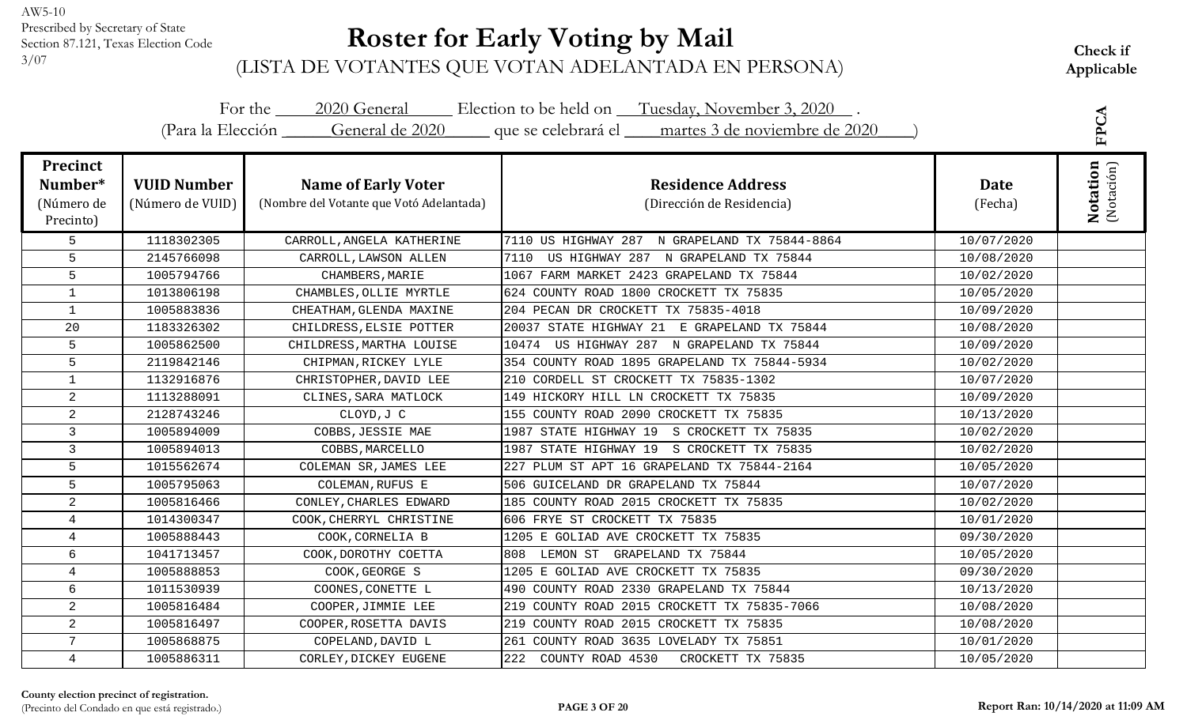AW5-10
Prescribed by Secretary of State
Section 87.121, Texas Election Code
3/07

# Roster for Early Voting by Mail

(LISTA DE VOTANTES QUE VOTAN ADELANTADA EN PERSONA)

**Check if Applicable**

FPCA

For the 2020 General Election to be held on Tuesday, November 3, 2020 .
(Para la Elección General de 2020 que se celebrará el martes 3 de noviembre de 2020 )

| Precinct Number* (Número de Precinto) | VUID Number (Número de VUID) | Name of Early Voter (Nombre del Votante que Votó Adelantada) | Residence Address (Dirección de Residencia) | Date (Fecha) | Notation (Notación) |
|---|---|---|---|---|---|
| 5 | 1118302305 | CARROLL,ANGELA KATHERINE | 7110 US HIGHWAY 287 N GRAPELAND TX 75844-8864 | 10/07/2020 | |
| 5 | 2145766098 | CARROLL,LAWSON ALLEN | 7110 US HIGHWAY 287 N GRAPELAND TX 75844 | 10/08/2020 | |
| 5 | 1005794766 | CHAMBERS,MARIE | 1067 FARM MARKET 2423 GRAPELAND TX 75844 | 10/02/2020 | |
| 1 | 1013806198 | CHAMBLES,OLLIE MYRTLE | 624 COUNTY ROAD 1800 CROCKETT TX 75835 | 10/05/2020 | |
| 1 | 1005883836 | CHEATHAM,GLENDA MAXINE | 204 PECAN DR CROCKETT TX 75835-4018 | 10/09/2020 | |
| 20 | 1183326302 | CHILDRESS,ELSIE POTTER | 20037 STATE HIGHWAY 21 E GRAPELAND TX 75844 | 10/08/2020 | |
| 5 | 1005862500 | CHILDRESS,MARTHA LOUISE | 10474 US HIGHWAY 287 N GRAPELAND TX 75844 | 10/09/2020 | |
| 5 | 2119842146 | CHIPMAN,RICKEY LYLE | 354 COUNTY ROAD 1895 GRAPELAND TX 75844-5934 | 10/02/2020 | |
| 1 | 1132916876 | CHRISTOPHER,DAVID LEE | 210 CORDELL ST CROCKETT TX 75835-1302 | 10/07/2020 | |
| 2 | 1113288091 | CLINES,SARA MATLOCK | 149 HICKORY HILL LN CROCKETT TX 75835 | 10/09/2020 | |
| 2 | 2128743246 | CLOYD,J C | 155 COUNTY ROAD 2090 CROCKETT TX 75835 | 10/13/2020 | |
| 3 | 1005894009 | COBBS,JESSIE MAE | 1987 STATE HIGHWAY 19 S CROCKETT TX 75835 | 10/02/2020 | |
| 3 | 1005894013 | COBBS,MARCELLO | 1987 STATE HIGHWAY 19 S CROCKETT TX 75835 | 10/02/2020 | |
| 5 | 1015562674 | COLEMAN SR,JAMES LEE | 227 PLUM ST APT 16 GRAPELAND TX 75844-2164 | 10/05/2020 | |
| 5 | 1005795063 | COLEMAN,RUFUS E | 506 GUICELAND DR GRAPELAND TX 75844 | 10/07/2020 | |
| 2 | 1005816466 | CONLEY,CHARLES EDWARD | 185 COUNTY ROAD 2015 CROCKETT TX 75835 | 10/02/2020 | |
| 4 | 1014300347 | COOK,CHERRYL CHRISTINE | 606 FRYE ST CROCKETT TX 75835 | 10/01/2020 | |
| 4 | 1005888443 | COOK,CORNELIA B | 1205 E GOLIAD AVE CROCKETT TX 75835 | 09/30/2020 | |
| 6 | 1041713457 | COOK,DOROTHY COETTA | 808 LEMON ST GRAPELAND TX 75844 | 10/05/2020 | |
| 4 | 1005888853 | COOK,GEORGE S | 1205 E GOLIAD AVE CROCKETT TX 75835 | 09/30/2020 | |
| 6 | 1011530939 | COONES,CONETTE L | 490 COUNTY ROAD 2330 GRAPELAND TX 75844 | 10/13/2020 | |
| 2 | 1005816484 | COOPER,JIMMIE LEE | 219 COUNTY ROAD 2015 CROCKETT TX 75835-7066 | 10/08/2020 | |
| 2 | 1005816497 | COOPER,ROSETTA DAVIS | 219 COUNTY ROAD 2015 CROCKETT TX 75835 | 10/08/2020 | |
| 7 | 1005868875 | COPELAND,DAVID L | 261 COUNTY ROAD 3635 LOVELADY TX 75851 | 10/01/2020 | |
| 4 | 1005886311 | CORLEY,DICKEY EUGENE | 222 COUNTY ROAD 4530 CROCKETT TX 75835 | 10/05/2020 | |

**County election precinct of registration.**
(Precinto del Condado en que está registrado.)

**Report Ran: 10/14/2020 at 11:09 AM**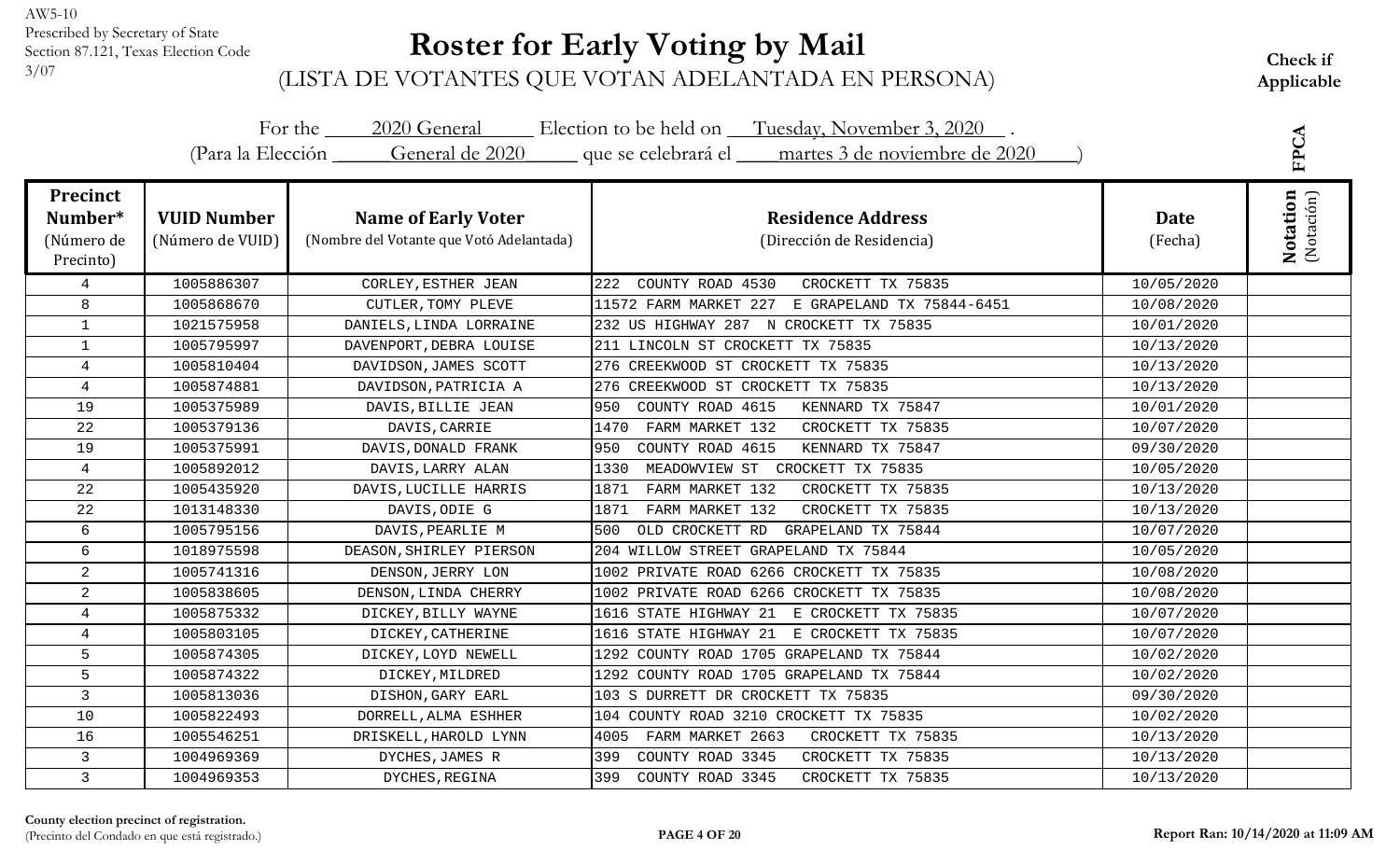AW5-10
Prescribed by Secretary of State
Section 87.121, Texas Election Code
3/07

# Roster for Early Voting by Mail

(LISTA DE VOTANTES QUE VOTAN ADELANTADA EN PERSONA)

**Check if Applicable**

**FPCA**

For the 2020 General Election to be held on Tuesday, November 3, 2020 .
(Para la Elección General de 2020 que se celebrará el martes 3 de noviembre de 2020 )

| Precinct Number* (Número de Precinto) | VUID Number (Número de VUID) | Name of Early Voter (Nombre del Votante que Votó Adelantada) | Residence Address (Dirección de Residencia) | Date (Fecha) | Notation (Notación) |
|---|---|---|---|---|---|
| 4 | 1005886307 | CORLEY,ESTHER JEAN | 222 COUNTY ROAD 4530 CROCKETT TX 75835 | 10/05/2020 | |
| 8 | 1005868670 | CUTLER,TOMY PLEVE | 11572 FARM MARKET 227 E GRAPELAND TX 75844-6451 | 10/08/2020 | |
| 1 | 1021575958 | DANIELS,LINDA LORRAINE | 232 US HIGHWAY 287 N CROCKETT TX 75835 | 10/01/2020 | |
| 1 | 1005795997 | DAVENPORT,DEBRA LOUISE | 211 LINCOLN ST CROCKETT TX 75835 | 10/13/2020 | |
| 4 | 1005810404 | DAVIDSON,JAMES SCOTT | 276 CREEKWOOD ST CROCKETT TX 75835 | 10/13/2020 | |
| 4 | 1005874881 | DAVIDSON,PATRICIA A | 276 CREEKWOOD ST CROCKETT TX 75835 | 10/13/2020 | |
| 19 | 1005375989 | DAVIS,BILLIE JEAN | 950 COUNTY ROAD 4615 KENNARD TX 75847 | 10/01/2020 | |
| 22 | 1005379136 | DAVIS,CARRIE | 1470 FARM MARKET 132 CROCKETT TX 75835 | 10/07/2020 | |
| 19 | 1005375991 | DAVIS,DONALD FRANK | 950 COUNTY ROAD 4615 KENNARD TX 75847 | 09/30/2020 | |
| 4 | 1005892012 | DAVIS,LARRY ALAN | 1330 MEADOWVIEW ST CROCKETT TX 75835 | 10/05/2020 | |
| 22 | 1005435920 | DAVIS,LUCILLE HARRIS | 1871 FARM MARKET 132 CROCKETT TX 75835 | 10/13/2020 | |
| 22 | 1013148330 | DAVIS,ODIE G | 1871 FARM MARKET 132 CROCKETT TX 75835 | 10/13/2020 | |
| 6 | 1005795156 | DAVIS,PEARLIE M | 500 OLD CROCKETT RD GRAPELAND TX 75844 | 10/07/2020 | |
| 6 | 1018975598 | DEASON,SHIRLEY PIERSON | 204 WILLOW STREET GRAPELAND TX 75844 | 10/05/2020 | |
| 2 | 1005741316 | DENSON,JERRY LON | 1002 PRIVATE ROAD 6266 CROCKETT TX 75835 | 10/08/2020 | |
| 2 | 1005838605 | DENSON,LINDA CHERRY | 1002 PRIVATE ROAD 6266 CROCKETT TX 75835 | 10/08/2020 | |
| 4 | 1005875332 | DICKEY,BILLY WAYNE | 1616 STATE HIGHWAY 21 E CROCKETT TX 75835 | 10/07/2020 | |
| 4 | 1005803105 | DICKEY,CATHERINE | 1616 STATE HIGHWAY 21 E CROCKETT TX 75835 | 10/07/2020 | |
| 5 | 1005874305 | DICKEY,LOYD NEWELL | 1292 COUNTY ROAD 1705 GRAPELAND TX 75844 | 10/02/2020 | |
| 5 | 1005874322 | DICKEY,MILDRED | 1292 COUNTY ROAD 1705 GRAPELAND TX 75844 | 10/02/2020 | |
| 3 | 1005813036 | DISHON,GARY EARL | 103 S DURRETT DR CROCKETT TX 75835 | 09/30/2020 | |
| 10 | 1005822493 | DORRELL,ALMA ESHHER | 104 COUNTY ROAD 3210 CROCKETT TX 75835 | 10/02/2020 | |
| 16 | 1005546251 | DRISKELL,HAROLD LYNN | 4005 FARM MARKET 2663 CROCKETT TX 75835 | 10/13/2020 | |
| 3 | 1004969369 | DYCHES,JAMES R | 399 COUNTY ROAD 3345 CROCKETT TX 75835 | 10/13/2020 | |
| 3 | 1004969353 | DYCHES,REGINA | 399 COUNTY ROAD 3345 CROCKETT TX 75835 | 10/13/2020 | |

**County election precinct of registration.**
(Precinto del Condado en que está registrado.)

Report Ran: 10/14/2020 at 11:09 AM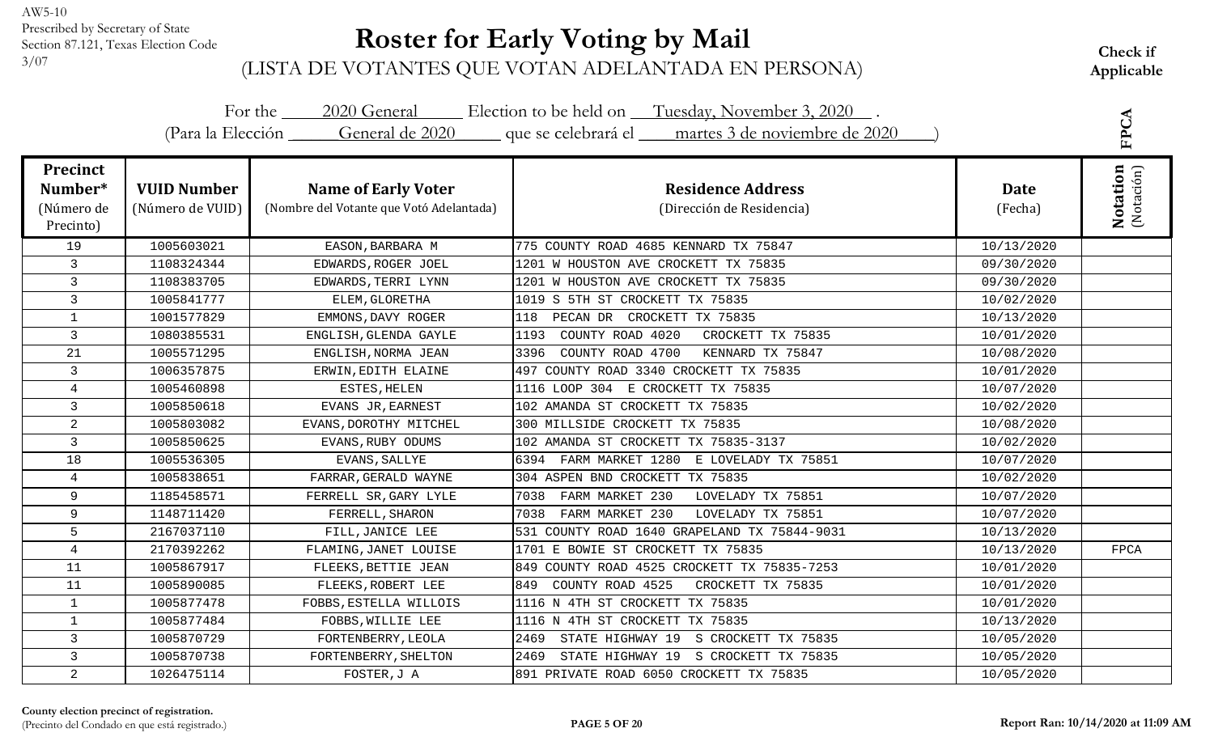AW5-10
Prescribed by Secretary of State
Section 87.121, Texas Election Code
3/07

# Roster for Early Voting by Mail

## (LISTA DE VOTANTES QUE VOTAN ADELANTADA EN PERSONA)

**Check if Applicable**

**FPCA**

For the 2020 General Election to be held on Tuesday, November 3, 2020 .
(Para la Elección General de 2020 que se celebrará el martes 3 de noviembre de 2020 )

| Precinct Number* (Número de Precinto) | VUID Number (Número de VUID) | Name of Early Voter (Nombre del Votante que Votó Adelantada) | Residence Address (Dirección de Residencia) | Date (Fecha) | Notation (Notación) |
|---|---|---|---|---|---|
| 19 | 1005603021 | EASON,BARBARA M | 775 COUNTY ROAD 4685 KENNARD TX 75847 | 10/13/2020 | |
| 3 | 1108324344 | EDWARDS,ROGER JOEL | 1201 W HOUSTON AVE CROCKETT TX 75835 | 09/30/2020 | |
| 3 | 1108383705 | EDWARDS,TERRI LYNN | 1201 W HOUSTON AVE CROCKETT TX 75835 | 09/30/2020 | |
| 3 | 1005841777 | ELEM,GLORETHA | 1019 S 5TH ST CROCKETT TX 75835 | 10/02/2020 | |
| 1 | 1001577829 | EMMONS,DAVY ROGER | 118 PECAN DR CROCKETT TX 75835 | 10/13/2020 | |
| 3 | 1080385531 | ENGLISH,GLENDA GAYLE | 1193 COUNTY ROAD 4020 CROCKETT TX 75835 | 10/01/2020 | |
| 21 | 1005571295 | ENGLISH,NORMA JEAN | 3396 COUNTY ROAD 4700 KENNARD TX 75847 | 10/08/2020 | |
| 3 | 1006357875 | ERWIN,EDITH ELAINE | 497 COUNTY ROAD 3340 CROCKETT TX 75835 | 10/01/2020 | |
| 4 | 1005460898 | ESTES,HELEN | 1116 LOOP 304 E CROCKETT TX 75835 | 10/07/2020 | |
| 3 | 1005850618 | EVANS JR,EARNEST | 102 AMANDA ST CROCKETT TX 75835 | 10/02/2020 | |
| 2 | 1005803082 | EVANS,DOROTHY MITCHEL | 300 MILLSIDE CROCKETT TX 75835 | 10/08/2020 | |
| 3 | 1005850625 | EVANS,RUBY ODUMS | 102 AMANDA ST CROCKETT TX 75835-3137 | 10/02/2020 | |
| 18 | 1005536305 | EVANS,SALLYE | 6394 FARM MARKET 1280 E LOVELADY TX 75851 | 10/07/2020 | |
| 4 | 1005838651 | FARRAR,GERALD WAYNE | 304 ASPEN BND CROCKETT TX 75835 | 10/02/2020 | |
| 9 | 1185458571 | FERRELL SR,GARY LYLE | 7038 FARM MARKET 230 LOVELADY TX 75851 | 10/07/2020 | |
| 9 | 1148711420 | FERRELL,SHARON | 7038 FARM MARKET 230 LOVELADY TX 75851 | 10/07/2020 | |
| 5 | 2167037110 | FILL,JANICE LEE | 531 COUNTY ROAD 1640 GRAPELAND TX 75844-9031 | 10/13/2020 | |
| 4 | 2170392262 | FLAMING,JANET LOUISE | 1701 E BOWIE ST CROCKETT TX 75835 | 10/13/2020 | FPCA |
| 11 | 1005867917 | FLEEKS,BETTIE JEAN | 849 COUNTY ROAD 4525 CROCKETT TX 75835-7253 | 10/01/2020 | |
| 11 | 1005890085 | FLEEKS,ROBERT LEE | 849 COUNTY ROAD 4525 CROCKETT TX 75835 | 10/01/2020 | |
| 1 | 1005877478 | FOBBS,ESTELLA WILLOIS | 1116 N 4TH ST CROCKETT TX 75835 | 10/01/2020 | |
| 1 | 1005877484 | FOBBS,WILLIE LEE | 1116 N 4TH ST CROCKETT TX 75835 | 10/13/2020 | |
| 3 | 1005870729 | FORTENBERRY,LEOLA | 2469 STATE HIGHWAY 19 S CROCKETT TX 75835 | 10/05/2020 | |
| 3 | 1005870738 | FORTENBERRY,SHELTON | 2469 STATE HIGHWAY 19 S CROCKETT TX 75835 | 10/05/2020 | |
| 2 | 1026475114 | FOSTER,J A | 891 PRIVATE ROAD 6050 CROCKETT TX 75835 | 10/05/2020 | |

**County election precinct of registration.**
(Precinto del Condado en que está registrado.)

**Report Ran: 10/14/2020 at 11:09 AM**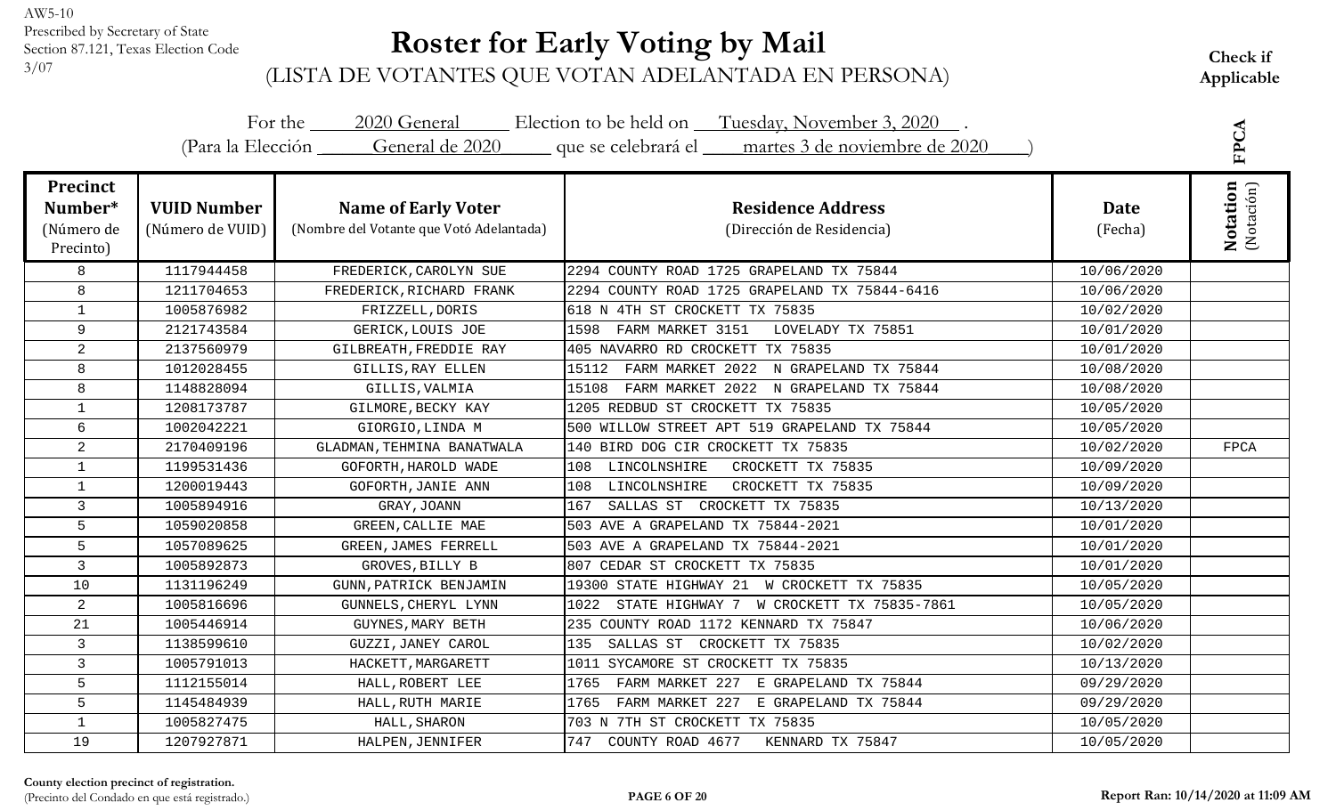AW5-10
Prescribed by Secretary of State
Section 87.121, Texas Election Code
3/07

# Roster for Early Voting by Mail

(LISTA DE VOTANTES QUE VOTAN ADELANTADA EN PERSONA)

**Check if Applicable**

For the 2020 General Election to be held on Tuesday, November 3, 2020 .
(Para la Elección General de 2020 que se celebrará el martes 3 de noviembre de 2020 )

**FPCA**

| Precinct Number* (Número de Precinto) | VUID Number (Número de VUID) | Name of Early Voter (Nombre del Votante que Votó Adelantada) | Residence Address (Dirección de Residencia) | Date (Fecha) | Notation (Notación) |
|---|---|---|---|---|---|
| 8 | 1117944458 | FREDERICK,CAROLYN SUE | 2294 COUNTY ROAD 1725 GRAPELAND TX 75844 | 10/06/2020 | |
| 8 | 1211704653 | FREDERICK,RICHARD FRANK | 2294 COUNTY ROAD 1725 GRAPELAND TX 75844-6416 | 10/06/2020 | |
| 1 | 1005876982 | FRIZZELL,DORIS | 618 N 4TH ST CROCKETT TX 75835 | 10/02/2020 | |
| 9 | 2121743584 | GERICK,LOUIS JOE | 1598 FARM MARKET 3151 LOVELADY TX 75851 | 10/01/2020 | |
| 2 | 2137560979 | GILBREATH,FREDDIE RAY | 405 NAVARRO RD CROCKETT TX 75835 | 10/01/2020 | |
| 8 | 1012028455 | GILLIS,RAY ELLEN | 15112 FARM MARKET 2022 N GRAPELAND TX 75844 | 10/08/2020 | |
| 8 | 1148828094 | GILLIS,VALMIA | 15108 FARM MARKET 2022 N GRAPELAND TX 75844 | 10/08/2020 | |
| 1 | 1208173787 | GILMORE,BECKY KAY | 1205 REDBUD ST CROCKETT TX 75835 | 10/05/2020 | |
| 6 | 1002042221 | GIORGIO,LINDA M | 500 WILLOW STREET APT 519 GRAPELAND TX 75844 | 10/05/2020 | |
| 2 | 2170409196 | GLADMAN,TEHMINA BANATWALA | 140 BIRD DOG CIR CROCKETT TX 75835 | 10/02/2020 | FPCA |
| 1 | 1199531436 | GOFORTH,HAROLD WADE | 108 LINCOLNSHIRE CROCKETT TX 75835 | 10/09/2020 | |
| 1 | 1200019443 | GOFORTH,JANIE ANN | 108 LINCOLNSHIRE CROCKETT TX 75835 | 10/09/2020 | |
| 3 | 1005894916 | GRAY,JOANN | 167 SALLAS ST CROCKETT TX 75835 | 10/13/2020 | |
| 5 | 1059020858 | GREEN,CALLIE MAE | 503 AVE A GRAPELAND TX 75844-2021 | 10/01/2020 | |
| 5 | 1057089625 | GREEN,JAMES FERRELL | 503 AVE A GRAPELAND TX 75844-2021 | 10/01/2020 | |
| 3 | 1005892873 | GROVES,BILLY B | 807 CEDAR ST CROCKETT TX 75835 | 10/01/2020 | |
| 10 | 1131196249 | GUNN,PATRICK BENJAMIN | 19300 STATE HIGHWAY 21 W CROCKETT TX 75835 | 10/05/2020 | |
| 2 | 1005816696 | GUNNELS,CHERYL LYNN | 1022 STATE HIGHWAY 7 W CROCKETT TX 75835-7861 | 10/05/2020 | |
| 21 | 1005446914 | GUYNES,MARY BETH | 235 COUNTY ROAD 1172 KENNARD TX 75847 | 10/06/2020 | |
| 3 | 1138599610 | GUZZI,JANEY CAROL | 135 SALLAS ST CROCKETT TX 75835 | 10/02/2020 | |
| 3 | 1005791013 | HACKETT,MARGARETT | 1011 SYCAMORE ST CROCKETT TX 75835 | 10/13/2020 | |
| 5 | 1112155014 | HALL,ROBERT LEE | 1765 FARM MARKET 227 E GRAPELAND TX 75844 | 09/29/2020 | |
| 5 | 1145484939 | HALL,RUTH MARIE | 1765 FARM MARKET 227 E GRAPELAND TX 75844 | 09/29/2020 | |
| 1 | 1005827475 | HALL,SHARON | 703 N 7TH ST CROCKETT TX 75835 | 10/05/2020 | |
| 19 | 1207927871 | HALPEN,JENNIFER | 747 COUNTY ROAD 4677 KENNARD TX 75847 | 10/05/2020 | |

**County election precinct of registration.**
(Precinto del Condado en que está registrado.)

**Report Ran: 10/14/2020 at 11:09 AM**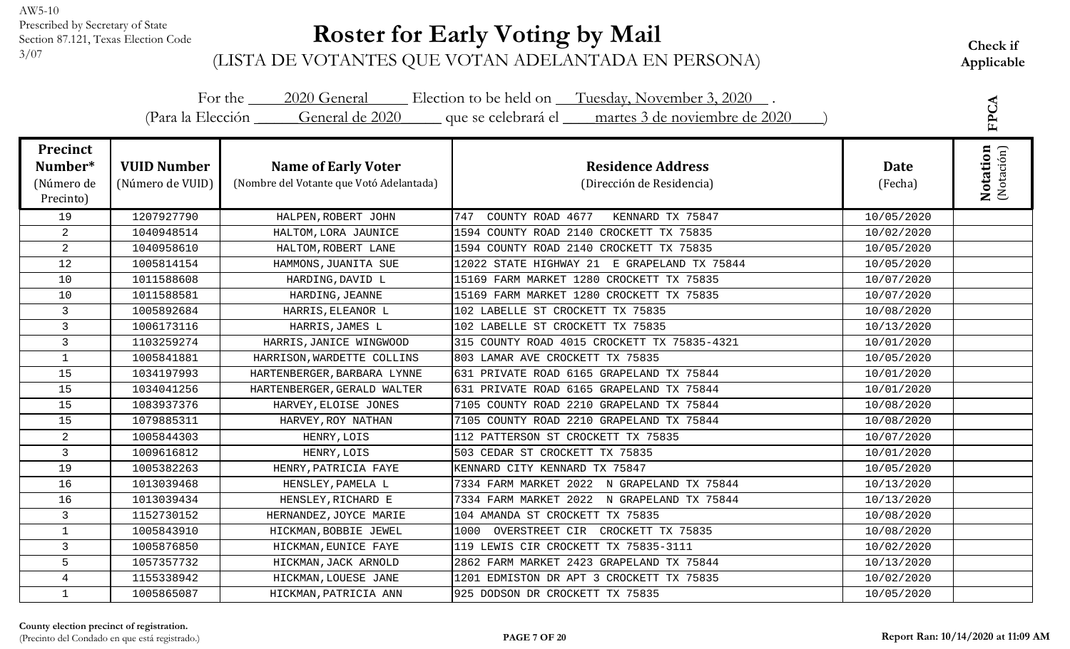AW5-10
Prescribed by Secretary of State
Section 87.121, Texas Election Code
3/07

# Roster for Early Voting by Mail

(LISTA DE VOTANTES QUE VOTAN ADELANTADA EN PERSONA)

**Check if Applicable**

For the 2020 General Election to be held on Tuesday, November 3, 2020 .
(Para la Elección General de 2020 que se celebrará el martes 3 de noviembre de 2020 )

FPCA

| Precinct Number* (Número de Precinto) | VUID Number (Número de VUID) | Name of Early Voter (Nombre del Votante que Votó Adelantada) | Residence Address (Dirección de Residencia) | Date (Fecha) | Notation (Notación) |
|---|---|---|---|---|---|
| 19 | 1207927790 | HALPEN,ROBERT JOHN | 747 COUNTY ROAD 4677 KENNARD TX 75847 | 10/05/2020 | |
| 2 | 1040948514 | HALTOM,LORA JAUNICE | 1594 COUNTY ROAD 2140 CROCKETT TX 75835 | 10/02/2020 | |
| 2 | 1040958610 | HALTOM,ROBERT LANE | 1594 COUNTY ROAD 2140 CROCKETT TX 75835 | 10/05/2020 | |
| 12 | 1005814154 | HAMMONS,JUANITA SUE | 12022 STATE HIGHWAY 21 E GRAPELAND TX 75844 | 10/05/2020 | |
| 10 | 1011588608 | HARDING,DAVID L | 15169 FARM MARKET 1280 CROCKETT TX 75835 | 10/07/2020 | |
| 10 | 1011588581 | HARDING,JEANNE | 15169 FARM MARKET 1280 CROCKETT TX 75835 | 10/07/2020 | |
| 3 | 1005892684 | HARRIS,ELEANOR L | 102 LABELLE ST CROCKETT TX 75835 | 10/08/2020 | |
| 3 | 1006173116 | HARRIS,JAMES L | 102 LABELLE ST CROCKETT TX 75835 | 10/13/2020 | |
| 3 | 1103259274 | HARRIS,JANICE WINGWOOD | 315 COUNTY ROAD 4015 CROCKETT TX 75835-4321 | 10/01/2020 | |
| 1 | 1005841881 | HARRISON,WARDETTE COLLINS | 803 LAMAR AVE CROCKETT TX 75835 | 10/05/2020 | |
| 15 | 1034197993 | HARTENBERGER,BARBARA LYNNE | 631 PRIVATE ROAD 6165 GRAPELAND TX 75844 | 10/01/2020 | |
| 15 | 1034041256 | HARTENBERGER,GERALD WALTER | 631 PRIVATE ROAD 6165 GRAPELAND TX 75844 | 10/01/2020 | |
| 15 | 1083937376 | HARVEY,ELOISE JONES | 7105 COUNTY ROAD 2210 GRAPELAND TX 75844 | 10/08/2020 | |
| 15 | 1079885311 | HARVEY,ROY NATHAN | 7105 COUNTY ROAD 2210 GRAPELAND TX 75844 | 10/08/2020 | |
| 2 | 1005844303 | HENRY,LOIS | 112 PATTERSON ST CROCKETT TX 75835 | 10/07/2020 | |
| 3 | 1009616812 | HENRY,LOIS | 503 CEDAR ST CROCKETT TX 75835 | 10/01/2020 | |
| 19 | 1005382263 | HENRY,PATRICIA FAYE | KENNARD CITY KENNARD TX 75847 | 10/05/2020 | |
| 16 | 1013039468 | HENSLEY,PAMELA L | 7334 FARM MARKET 2022 N GRAPELAND TX 75844 | 10/13/2020 | |
| 16 | 1013039434 | HENSLEY,RICHARD E | 7334 FARM MARKET 2022 N GRAPELAND TX 75844 | 10/13/2020 | |
| 3 | 1152730152 | HERNANDEZ,JOYCE MARIE | 104 AMANDA ST CROCKETT TX 75835 | 10/08/2020 | |
| 1 | 1005843910 | HICKMAN,BOBBIE JEWEL | 1000 OVERSTREET CIR CROCKETT TX 75835 | 10/08/2020 | |
| 3 | 1005876850 | HICKMAN,EUNICE FAYE | 119 LEWIS CIR CROCKETT TX 75835-3111 | 10/02/2020 | |
| 5 | 1057357732 | HICKMAN,JACK ARNOLD | 2862 FARM MARKET 2423 GRAPELAND TX 75844 | 10/13/2020 | |
| 4 | 1155338942 | HICKMAN,LOUESE JANE | 1201 EDMISTON DR APT 3 CROCKETT TX 75835 | 10/02/2020 | |
| 1 | 1005865087 | HICKMAN,PATRICIA ANN | 925 DODSON DR CROCKETT TX 75835 | 10/05/2020 | |

**County election precinct of registration.**
(Precinto del Condado en que está registrado.)

**Report Ran: 10/14/2020 at 11:09 AM**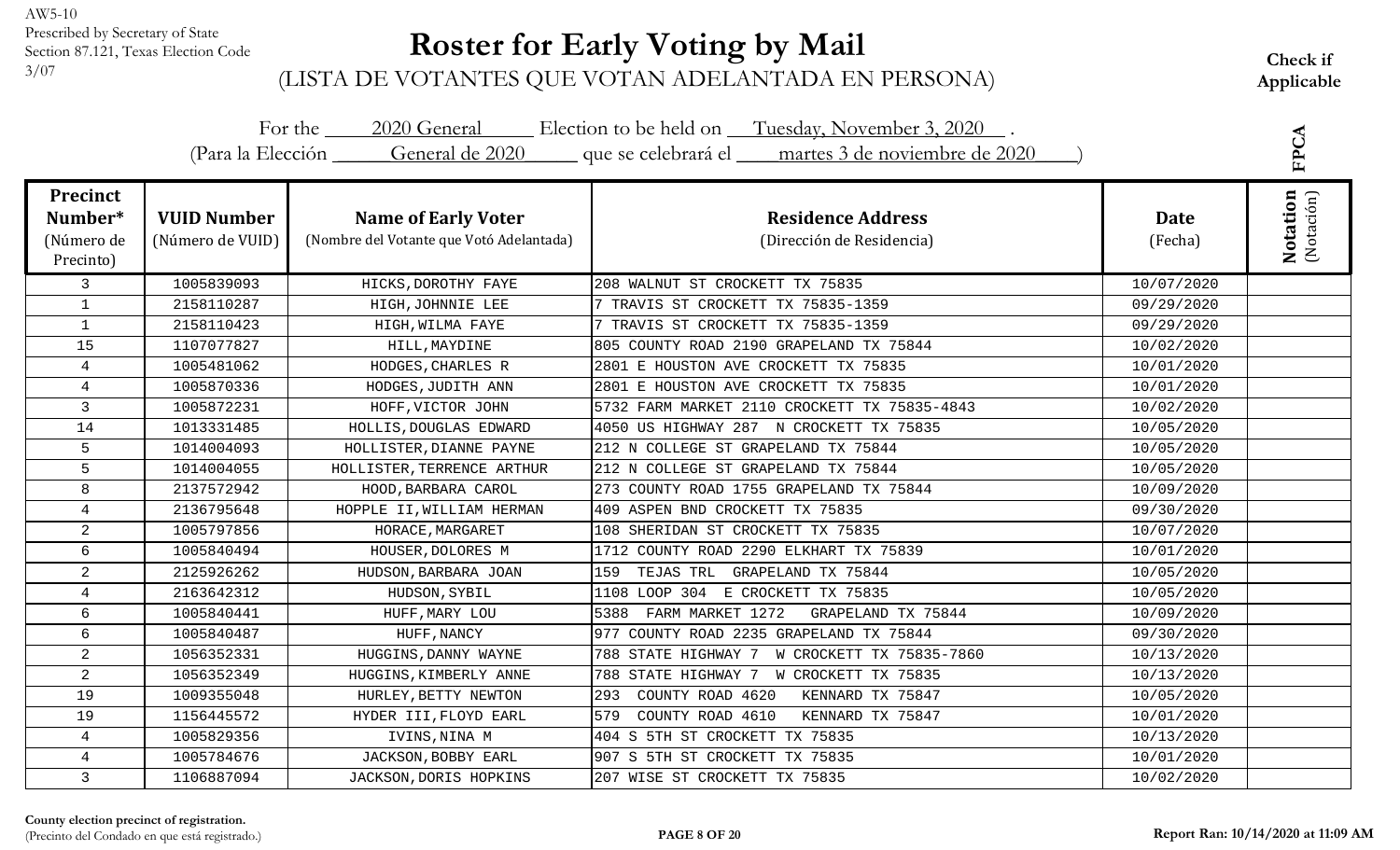AW5-10
Prescribed by Secretary of State
Section 87.121, Texas Election Code
3/07

# Roster for Early Voting by Mail

(LISTA DE VOTANTES QUE VOTAN ADELANTADA EN PERSONA)

**Check if Applicable**

**FPCA**

For the 2020 General Election to be held on Tuesday, November 3, 2020 .
(Para la Elección General de 2020 que se celebrará el martes 3 de noviembre de 2020 )

| Precinct Number* (Número de Precinto) | VUID Number (Número de VUID) | Name of Early Voter (Nombre del Votante que Votó Adelantada) | Residence Address (Dirección de Residencia) | Date (Fecha) | Notation (Notación) |
|---|---|---|---|---|---|
| 3 | 1005839093 | HICKS,DOROTHY FAYE | 208 WALNUT ST CROCKETT TX 75835 | 10/07/2020 | |
| 1 | 2158110287 | HIGH,JOHNNIE LEE | 7 TRAVIS ST CROCKETT TX 75835-1359 | 09/29/2020 | |
| 1 | 2158110423 | HIGH,WILMA FAYE | 7 TRAVIS ST CROCKETT TX 75835-1359 | 09/29/2020 | |
| 15 | 1107077827 | HILL,MAYDINE | 805 COUNTY ROAD 2190 GRAPELAND TX 75844 | 10/02/2020 | |
| 4 | 1005481062 | HODGES,CHARLES R | 2801 E HOUSTON AVE CROCKETT TX 75835 | 10/01/2020 | |
| 4 | 1005870336 | HODGES,JUDITH ANN | 2801 E HOUSTON AVE CROCKETT TX 75835 | 10/01/2020 | |
| 3 | 1005872231 | HOFF,VICTOR JOHN | 5732 FARM MARKET 2110 CROCKETT TX 75835-4843 | 10/02/2020 | |
| 14 | 1013331485 | HOLLIS,DOUGLAS EDWARD | 4050 US HIGHWAY 287 N CROCKETT TX 75835 | 10/05/2020 | |
| 5 | 1014004093 | HOLLISTER,DIANNE PAYNE | 212 N COLLEGE ST GRAPELAND TX 75844 | 10/05/2020 | |
| 5 | 1014004055 | HOLLISTER,TERRENCE ARTHUR | 212 N COLLEGE ST GRAPELAND TX 75844 | 10/05/2020 | |
| 8 | 2137572942 | HOOD,BARBARA CAROL | 273 COUNTY ROAD 1755 GRAPELAND TX 75844 | 10/09/2020 | |
| 4 | 2136795648 | HOPPLE II,WILLIAM HERMAN | 409 ASPEN BND CROCKETT TX 75835 | 09/30/2020 | |
| 2 | 1005797856 | HORACE,MARGARET | 108 SHERIDAN ST CROCKETT TX 75835 | 10/07/2020 | |
| 6 | 1005840494 | HOUSER,DOLORES M | 1712 COUNTY ROAD 2290 ELKHART TX 75839 | 10/01/2020 | |
| 2 | 2125926262 | HUDSON,BARBARA JOAN | 159 TEJAS TRL GRAPELAND TX 75844 | 10/05/2020 | |
| 4 | 2163642312 | HUDSON,SYBIL | 1108 LOOP 304 E CROCKETT TX 75835 | 10/05/2020 | |
| 6 | 1005840441 | HUFF,MARY LOU | 5388 FARM MARKET 1272 GRAPELAND TX 75844 | 10/09/2020 | |
| 6 | 1005840487 | HUFF,NANCY | 977 COUNTY ROAD 2235 GRAPELAND TX 75844 | 09/30/2020 | |
| 2 | 1056352331 | HUGGINS,DANNY WAYNE | 788 STATE HIGHWAY 7 W CROCKETT TX 75835-7860 | 10/13/2020 | |
| 2 | 1056352349 | HUGGINS,KIMBERLY ANNE | 788 STATE HIGHWAY 7 W CROCKETT TX 75835 | 10/13/2020 | |
| 19 | 1009355048 | HURLEY,BETTY NEWTON | 293 COUNTY ROAD 4620 KENNARD TX 75847 | 10/05/2020 | |
| 19 | 1156445572 | HYDER III,FLOYD EARL | 579 COUNTY ROAD 4610 KENNARD TX 75847 | 10/01/2020 | |
| 4 | 1005829356 | IVINS,NINA M | 404 S 5TH ST CROCKETT TX 75835 | 10/13/2020 | |
| 4 | 1005784676 | JACKSON,BOBBY EARL | 907 S 5TH ST CROCKETT TX 75835 | 10/01/2020 | |
| 3 | 1106887094 | JACKSON,DORIS HOPKINS | 207 WISE ST CROCKETT TX 75835 | 10/02/2020 | |

**County election precinct of registration.**
(Precinto del Condado en que está registrado.)

**Report Ran: 10/14/2020 at 11:09 AM**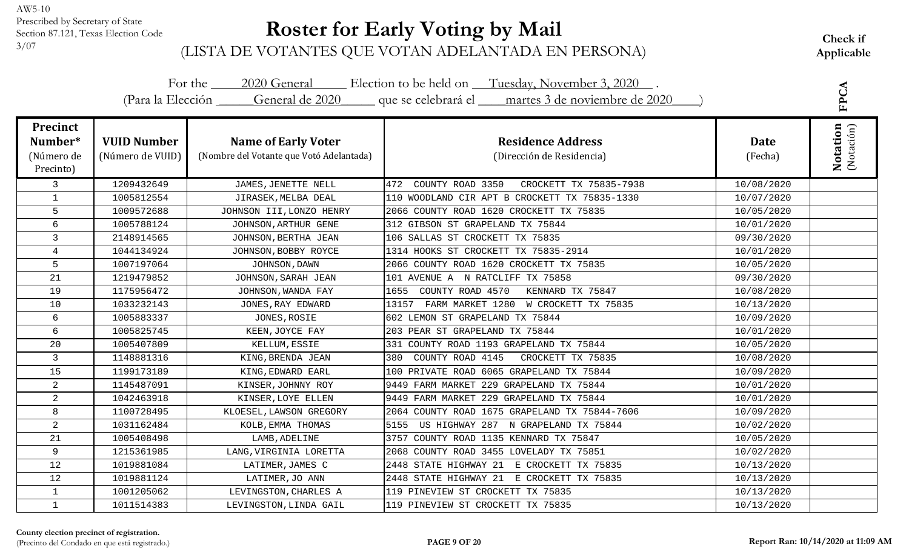AW5-10
Prescribed by Secretary of State
Section 87.121, Texas Election Code
3/07

# Roster for Early Voting by Mail

(LISTA DE VOTANTES QUE VOTAN ADELANTADA EN PERSONA)

**Check if Applicable**

For the 2020 General Election to be held on Tuesday, November 3, 2020 .
(Para la Elección General de 2020 que se celebrará el martes 3 de noviembre de 2020 )

FPCA

| Precinct Number* (Número de Precinto) | VUID Number (Número de VUID) | Name of Early Voter (Nombre del Votante que Votó Adelantada) | Residence Address (Dirección de Residencia) | Date (Fecha) | Notation (Notación) |
|---|---|---|---|---|---|
| 3 | 1209432649 | JAMES,JENETTE NELL | 472 COUNTY ROAD 3350 CROCKETT TX 75835-7938 | 10/08/2020 | |
| 1 | 1005812554 | JIRASEK,MELBA DEAL | 110 WOODLAND CIR APT B CROCKETT TX 75835-1330 | 10/07/2020 | |
| 5 | 1009572688 | JOHNSON III,LONZO HENRY | 2066 COUNTY ROAD 1620 CROCKETT TX 75835 | 10/05/2020 | |
| 6 | 1005788124 | JOHNSON,ARTHUR GENE | 312 GIBSON ST GRAPELAND TX 75844 | 10/01/2020 | |
| 3 | 2148914565 | JOHNSON,BERTHA JEAN | 106 SALLAS ST CROCKETT TX 75835 | 09/30/2020 | |
| 4 | 1044134924 | JOHNSON,BOBBY ROYCE | 1314 HOOKS ST CROCKETT TX 75835-2914 | 10/01/2020 | |
| 5 | 1007197064 | JOHNSON,DAWN | 2066 COUNTY ROAD 1620 CROCKETT TX 75835 | 10/05/2020 | |
| 21 | 1219479852 | JOHNSON,SARAH JEAN | 101 AVENUE A N RATCLIFF TX 75858 | 09/30/2020 | |
| 19 | 1175956472 | JOHNSON,WANDA FAY | 1655 COUNTY ROAD 4570 KENNARD TX 75847 | 10/08/2020 | |
| 10 | 1033232143 | JONES,RAY EDWARD | 13157 FARM MARKET 1280 W CROCKETT TX 75835 | 10/13/2020 | |
| 6 | 1005883337 | JONES,ROSIE | 602 LEMON ST GRAPELAND TX 75844 | 10/09/2020 | |
| 6 | 1005825745 | KEEN,JOYCE FAY | 203 PEAR ST GRAPELAND TX 75844 | 10/01/2020 | |
| 20 | 1005407809 | KELLUM,ESSIE | 331 COUNTY ROAD 1193 GRAPELAND TX 75844 | 10/05/2020 | |
| 3 | 1148881316 | KING,BRENDA JEAN | 380 COUNTY ROAD 4145 CROCKETT TX 75835 | 10/08/2020 | |
| 15 | 1199173189 | KING,EDWARD EARL | 100 PRIVATE ROAD 6065 GRAPELAND TX 75844 | 10/09/2020 | |
| 2 | 1145487091 | KINSER,JOHNNY ROY | 9449 FARM MARKET 229 GRAPELAND TX 75844 | 10/01/2020 | |
| 2 | 1042463918 | KINSER,LOYE ELLEN | 9449 FARM MARKET 229 GRAPELAND TX 75844 | 10/01/2020 | |
| 8 | 1100728495 | KLOESEL,LAWSON GREGORY | 2064 COUNTY ROAD 1675 GRAPELAND TX 75844-7606 | 10/09/2020 | |
| 2 | 1031162484 | KOLB,EMMA THOMAS | 5155 US HIGHWAY 287 N GRAPELAND TX 75844 | 10/02/2020 | |
| 21 | 1005408498 | LAMB,ADELINE | 3757 COUNTY ROAD 1135 KENNARD TX 75847 | 10/05/2020 | |
| 9 | 1215361985 | LANG,VIRGINIA LORETTA | 2068 COUNTY ROAD 3455 LOVELADY TX 75851 | 10/02/2020 | |
| 12 | 1019881084 | LATIMER,JAMES C | 2448 STATE HIGHWAY 21 E CROCKETT TX 75835 | 10/13/2020 | |
| 12 | 1019881124 | LATIMER,JO ANN | 2448 STATE HIGHWAY 21 E CROCKETT TX 75835 | 10/13/2020 | |
| 1 | 1001205062 | LEVINGSTON,CHARLES A | 119 PINEVIEW ST CROCKETT TX 75835 | 10/13/2020 | |
| 1 | 1011514383 | LEVINGSTON,LINDA GAIL | 119 PINEVIEW ST CROCKETT TX 75835 | 10/13/2020 | |

**County election precinct of registration.**
(Precinto del Condado en que está registrado.)

**Report Ran: 10/14/2020 at 11:09 AM**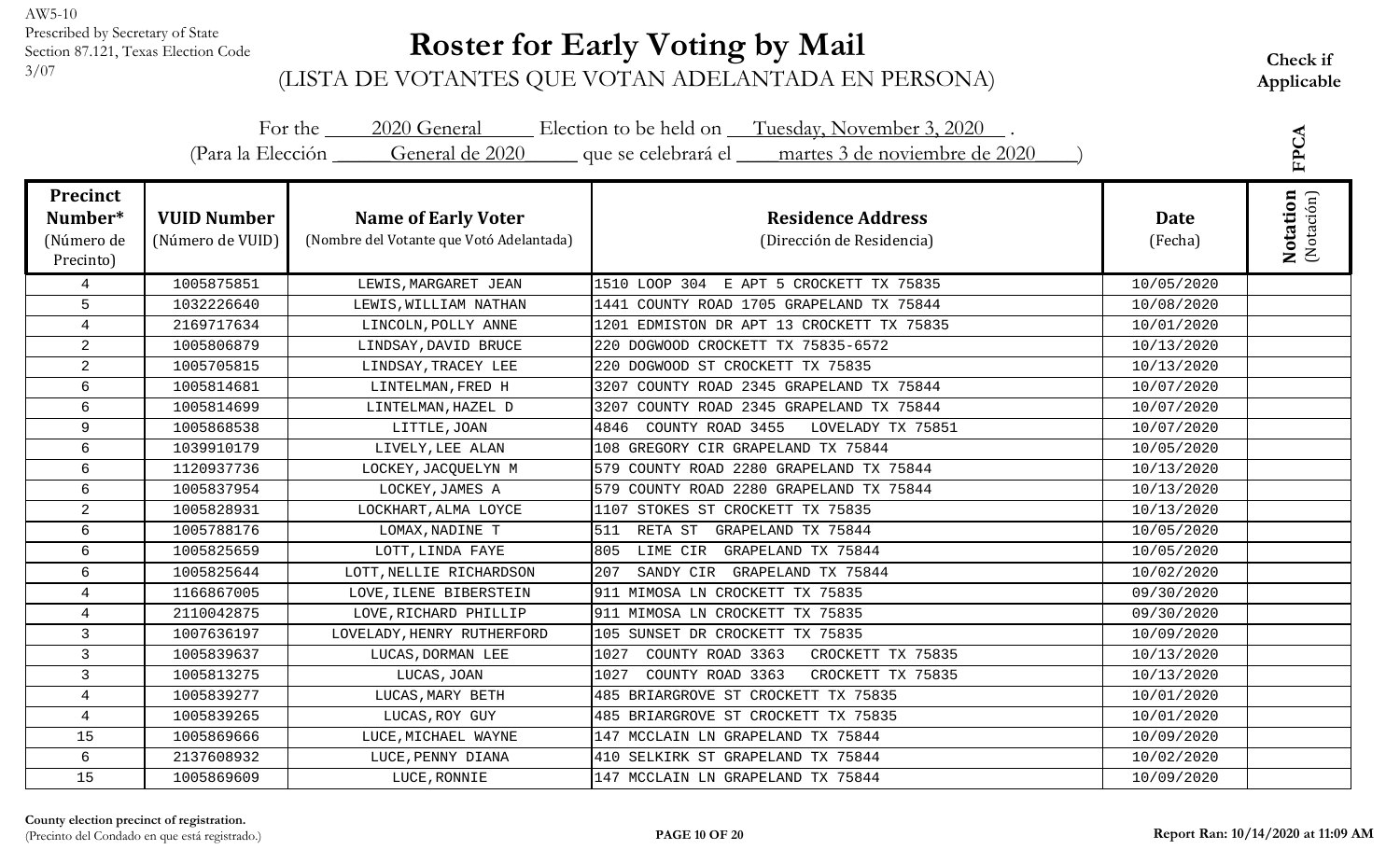AW5-10
Prescribed by Secretary of State
Section 87.121, Texas Election Code
3/07

# Roster for Early Voting by Mail

(LISTA DE VOTANTES QUE VOTAN ADELANTADA EN PERSONA)

**Check if Applicable**

For the 2020 General Election to be held on Tuesday, November 3, 2020 .
(Para la Elección General de 2020 que se celebrará el martes 3 de noviembre de 2020 )

FPCA

| Precinct Number* (Número de Precinto) | VUID Number (Número de VUID) | Name of Early Voter (Nombre del Votante que Votó Adelantada) | Residence Address (Dirección de Residencia) | Date (Fecha) | Notation (Notación) |
|---|---|---|---|---|---|
| 4 | 1005875851 | LEWIS,MARGARET JEAN | 1510 LOOP 304 E APT 5 CROCKETT TX 75835 | 10/05/2020 | |
| 5 | 1032226640 | LEWIS,WILLIAM NATHAN | 1441 COUNTY ROAD 1705 GRAPELAND TX 75844 | 10/08/2020 | |
| 4 | 2169717634 | LINCOLN,POLLY ANNE | 1201 EDMISTON DR APT 13 CROCKETT TX 75835 | 10/01/2020 | |
| 2 | 1005806879 | LINDSAY,DAVID BRUCE | 220 DOGWOOD CROCKETT TX 75835-6572 | 10/13/2020 | |
| 2 | 1005705815 | LINDSAY,TRACEY LEE | 220 DOGWOOD ST CROCKETT TX 75835 | 10/13/2020 | |
| 6 | 1005814681 | LINTELMAN,FRED H | 3207 COUNTY ROAD 2345 GRAPELAND TX 75844 | 10/07/2020 | |
| 6 | 1005814699 | LINTELMAN,HAZEL D | 3207 COUNTY ROAD 2345 GRAPELAND TX 75844 | 10/07/2020 | |
| 9 | 1005868538 | LITTLE,JOAN | 4846 COUNTY ROAD 3455 LOVELADY TX 75851 | 10/07/2020 | |
| 6 | 1039910179 | LIVELY,LEE ALAN | 108 GREGORY CIR GRAPELAND TX 75844 | 10/05/2020 | |
| 6 | 1120937736 | LOCKEY,JACQUELYN M | 579 COUNTY ROAD 2280 GRAPELAND TX 75844 | 10/13/2020 | |
| 6 | 1005837954 | LOCKEY,JAMES A | 579 COUNTY ROAD 2280 GRAPELAND TX 75844 | 10/13/2020 | |
| 2 | 1005828931 | LOCKHART,ALMA LOYCE | 1107 STOKES ST CROCKETT TX 75835 | 10/13/2020 | |
| 6 | 1005788176 | LOMAX,NADINE T | 511 RETA ST GRAPELAND TX 75844 | 10/05/2020 | |
| 6 | 1005825659 | LOTT,LINDA FAYE | 805 LIME CIR GRAPELAND TX 75844 | 10/05/2020 | |
| 6 | 1005825644 | LOTT,NELLIE RICHARDSON | 207 SANDY CIR GRAPELAND TX 75844 | 10/02/2020 | |
| 4 | 1166867005 | LOVE,ILENE BIBERSTEIN | 911 MIMOSA LN CROCKETT TX 75835 | 09/30/2020 | |
| 4 | 2110042875 | LOVE,RICHARD PHILLIP | 911 MIMOSA LN CROCKETT TX 75835 | 09/30/2020 | |
| 3 | 1007636197 | LOVELADY,HENRY RUTHERFORD | 105 SUNSET DR CROCKETT TX 75835 | 10/09/2020 | |
| 3 | 1005839637 | LUCAS,DORMAN LEE | 1027 COUNTY ROAD 3363 CROCKETT TX 75835 | 10/13/2020 | |
| 3 | 1005813275 | LUCAS,JOAN | 1027 COUNTY ROAD 3363 CROCKETT TX 75835 | 10/13/2020 | |
| 4 | 1005839277 | LUCAS,MARY BETH | 485 BRIARGROVE ST CROCKETT TX 75835 | 10/01/2020 | |
| 4 | 1005839265 | LUCAS,ROY GUY | 485 BRIARGROVE ST CROCKETT TX 75835 | 10/01/2020 | |
| 15 | 1005869666 | LUCE,MICHAEL WAYNE | 147 MCCLAIN LN GRAPELAND TX 75844 | 10/09/2020 | |
| 6 | 2137608932 | LUCE,PENNY DIANA | 410 SELKIRK ST GRAPELAND TX 75844 | 10/02/2020 | |
| 15 | 1005869609 | LUCE,RONNIE | 147 MCCLAIN LN GRAPELAND TX 75844 | 10/09/2020 | |

**County election precinct of registration.**
(Precinto del Condado en que está registrado.)

**Report Ran: 10/14/2020 at 11:09 AM**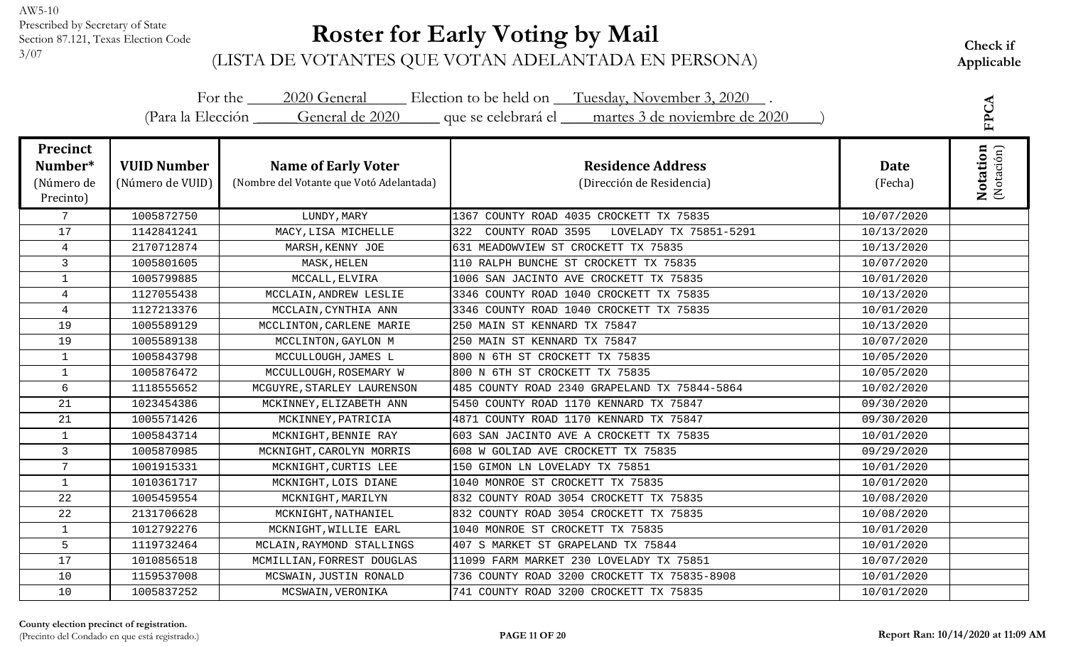AW5-10
Prescribed by Secretary of State
Section 87.121, Texas Election Code
3/07

# Roster for Early Voting by Mail

(LISTA DE VOTANTES QUE VOTAN ADELANTADA EN PERSONA)

**Check if Applicable**

FPCA

For the 2020 General Election to be held on Tuesday, November 3, 2020 .
(Para la Elección General de 2020 que se celebrará el martes 3 de noviembre de 2020 )

| Precinct Number* (Número de Precinto) | VUID Number (Número de VUID) | Name of Early Voter (Nombre del Votante que Votó Adelantada) | Residence Address (Dirección de Residencia) | Date (Fecha) | Notation (Notación) |
|---|---|---|---|---|---|
| 7 | 1005872750 | LUNDY,MARY | 1367 COUNTY ROAD 4035 CROCKETT TX 75835 | 10/07/2020 | |
| 17 | 1142841241 | MACY,LISA MICHELLE | 322 COUNTY ROAD 3595 LOVELADY TX 75851-5291 | 10/13/2020 | |
| 4 | 2170712874 | MARSH,KENNY JOE | 631 MEADOWVIEW ST CROCKETT TX 75835 | 10/13/2020 | |
| 3 | 1005801605 | MASK,HELEN | 110 RALPH BUNCHE ST CROCKETT TX 75835 | 10/07/2020 | |
| 1 | 1005799885 | MCCALL,ELVIRA | 1006 SAN JACINTO AVE CROCKETT TX 75835 | 10/01/2020 | |
| 4 | 1127055438 | MCCLAIN,ANDREW LESLIE | 3346 COUNTY ROAD 1040 CROCKETT TX 75835 | 10/13/2020 | |
| 4 | 1127213376 | MCCLAIN,CYNTHIA ANN | 3346 COUNTY ROAD 1040 CROCKETT TX 75835 | 10/01/2020 | |
| 19 | 1005589129 | MCCLINTON,CARLENE MARIE | 250 MAIN ST KENNARD TX 75847 | 10/13/2020 | |
| 19 | 1005589138 | MCCLINTON,GAYLON M | 250 MAIN ST KENNARD TX 75847 | 10/07/2020 | |
| 1 | 1005843798 | MCCULLOUGH,JAMES L | 800 N 6TH ST CROCKETT TX 75835 | 10/05/2020 | |
| 1 | 1005876472 | MCCULLOUGH,ROSEMARY W | 800 N 6TH ST CROCKETT TX 75835 | 10/05/2020 | |
| 6 | 1118555652 | MCGUYRE,STARLEY LAURENSON | 485 COUNTY ROAD 2340 GRAPELAND TX 75844-5864 | 10/02/2020 | |
| 21 | 1023454386 | MCKINNEY,ELIZABETH ANN | 5450 COUNTY ROAD 1170 KENNARD TX 75847 | 09/30/2020 | |
| 21 | 1005571426 | MCKINNEY,PATRICIA | 4871 COUNTY ROAD 1170 KENNARD TX 75847 | 09/30/2020 | |
| 1 | 1005843714 | MCKNIGHT,BENNIE RAY | 603 SAN JACINTO AVE A CROCKETT TX 75835 | 10/01/2020 | |
| 3 | 1005870985 | MCKNIGHT,CAROLYN MORRIS | 608 W GOLIAD AVE CROCKETT TX 75835 | 09/29/2020 | |
| 7 | 1001915331 | MCKNIGHT,CURTIS LEE | 150 GIMON LN LOVELADY TX 75851 | 10/01/2020 | |
| 1 | 1010361717 | MCKNIGHT,LOIS DIANE | 1040 MONROE ST CROCKETT TX 75835 | 10/01/2020 | |
| 22 | 1005459554 | MCKNIGHT,MARILYN | 832 COUNTY ROAD 3054 CROCKETT TX 75835 | 10/08/2020 | |
| 22 | 2131706628 | MCKNIGHT,NATHANIEL | 832 COUNTY ROAD 3054 CROCKETT TX 75835 | 10/08/2020 | |
| 1 | 1012792276 | MCKNIGHT,WILLIE EARL | 1040 MONROE ST CROCKETT TX 75835 | 10/01/2020 | |
| 5 | 1119732464 | MCLAIN,RAYMOND STALLINGS | 407 S MARKET ST GRAPELAND TX 75844 | 10/01/2020 | |
| 17 | 1010856518 | MCMILLIAN,FORREST DOUGLAS | 11099 FARM MARKET 230 LOVELADY TX 75851 | 10/07/2020 | |
| 10 | 1159537008 | MCSWAIN,JUSTIN RONALD | 736 COUNTY ROAD 3200 CROCKETT TX 75835-8908 | 10/01/2020 | |
| 10 | 1005837252 | MCSWAIN,VERONIKA | 741 COUNTY ROAD 3200 CROCKETT TX 75835 | 10/01/2020 | |

**County election precinct of registration.**
(Precinto del Condado en que está registrado.)

**Report Ran: 10/14/2020 at 11:09 AM**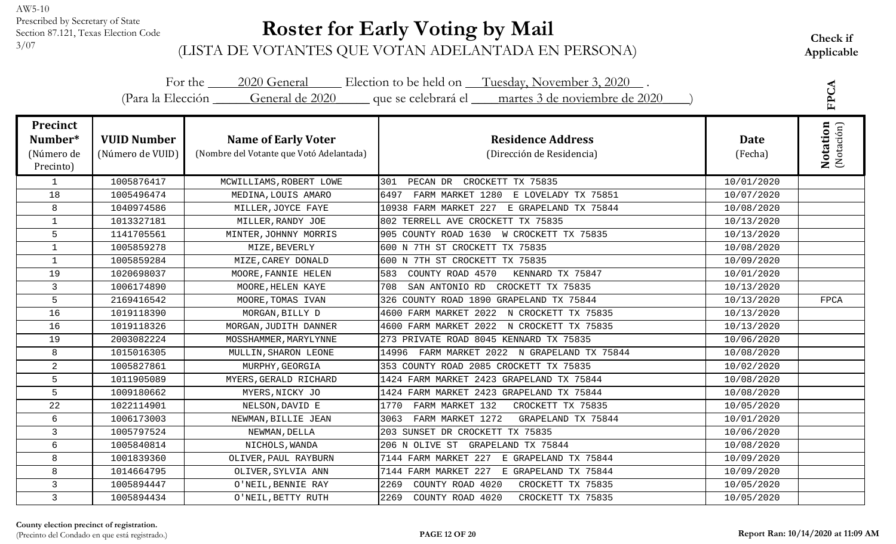AW5-10
Prescribed by Secretary of State
Section 87.121, Texas Election Code
3/07

# Roster for Early Voting by Mail

(LISTA DE VOTANTES QUE VOTAN ADELANTADA EN PERSONA)

**Check if Applicable**

For the 2020 General Election to be held on Tuesday, November 3, 2020 .
(Para la Elección General de 2020 que se celebrará el martes 3 de noviembre de 2020 )

| Precinct Number* (Número de Precinto) | VUID Number (Número de VUID) | Name of Early Voter (Nombre del Votante que Votó Adelantada) | Residence Address (Dirección de Residencia) | Date (Fecha) | FPCA Notation (Notación) |
|---|---|---|---|---|---|
| 1 | 1005876417 | MCWILLIAMS,ROBERT LOWE | 301 PECAN DR CROCKETT TX 75835 | 10/01/2020 | |
| 18 | 1005496474 | MEDINA,LOUIS AMARO | 6497 FARM MARKET 1280 E LOVELADY TX 75851 | 10/07/2020 | |
| 8 | 1040974586 | MILLER,JOYCE FAYE | 10938 FARM MARKET 227 E GRAPELAND TX 75844 | 10/08/2020 | |
| 1 | 1013327181 | MILLER,RANDY JOE | 802 TERRELL AVE CROCKETT TX 75835 | 10/13/2020 | |
| 5 | 1141705561 | MINTER,JOHNNY MORRIS | 905 COUNTY ROAD 1630 W CROCKETT TX 75835 | 10/13/2020 | |
| 1 | 1005859278 | MIZE,BEVERLY | 600 N 7TH ST CROCKETT TX 75835 | 10/08/2020 | |
| 1 | 1005859284 | MIZE,CAREY DONALD | 600 N 7TH ST CROCKETT TX 75835 | 10/09/2020 | |
| 19 | 1020698037 | MOORE,FANNIE HELEN | 583 COUNTY ROAD 4570 KENNARD TX 75847 | 10/01/2020 | |
| 3 | 1006174890 | MOORE,HELEN KAYE | 708 SAN ANTONIO RD CROCKETT TX 75835 | 10/13/2020 | |
| 5 | 2169416542 | MOORE,TOMAS IVAN | 326 COUNTY ROAD 1890 GRAPELAND TX 75844 | 10/13/2020 | FPCA |
| 16 | 1019118390 | MORGAN,BILLY D | 4600 FARM MARKET 2022 N CROCKETT TX 75835 | 10/13/2020 | |
| 16 | 1019118326 | MORGAN,JUDITH DANNER | 4600 FARM MARKET 2022 N CROCKETT TX 75835 | 10/13/2020 | |
| 19 | 2003082224 | MOSSHAMMER,MARYLYNNE | 273 PRIVATE ROAD 8045 KENNARD TX 75835 | 10/06/2020 | |
| 8 | 1015016305 | MULLIN,SHARON LEONE | 14996 FARM MARKET 2022 N GRAPELAND TX 75844 | 10/08/2020 | |
| 2 | 1005827861 | MURPHY,GEORGIA | 353 COUNTY ROAD 2085 CROCKETT TX 75835 | 10/02/2020 | |
| 5 | 1011905089 | MYERS,GERALD RICHARD | 1424 FARM MARKET 2423 GRAPELAND TX 75844 | 10/08/2020 | |
| 5 | 1009180662 | MYERS,NICKY JO | 1424 FARM MARKET 2423 GRAPELAND TX 75844 | 10/08/2020 | |
| 22 | 1022114901 | NELSON,DAVID E | 1770 FARM MARKET 132 CROCKETT TX 75835 | 10/05/2020 | |
| 6 | 1006173003 | NEWMAN,BILLIE JEAN | 3063 FARM MARKET 1272 GRAPELAND TX 75844 | 10/01/2020 | |
| 3 | 1005797524 | NEWMAN,DELLA | 203 SUNSET DR CROCKETT TX 75835 | 10/06/2020 | |
| 6 | 1005840814 | NICHOLS,WANDA | 206 N OLIVE ST GRAPELAND TX 75844 | 10/08/2020 | |
| 8 | 1001839360 | OLIVER,PAUL RAYBURN | 7144 FARM MARKET 227 E GRAPELAND TX 75844 | 10/09/2020 | |
| 8 | 1014664795 | OLIVER,SYLVIA ANN | 7144 FARM MARKET 227 E GRAPELAND TX 75844 | 10/09/2020 | |
| 3 | 1005894447 | O'NEIL,BENNIE RAY | 2269 COUNTY ROAD 4020 CROCKETT TX 75835 | 10/05/2020 | |
| 3 | 1005894434 | O'NEIL,BETTY RUTH | 2269 COUNTY ROAD 4020 CROCKETT TX 75835 | 10/05/2020 | |

**County election precinct of registration.**
(Precinto del Condado en que está registrado.)

Report Ran: 10/14/2020 at 11:09 AM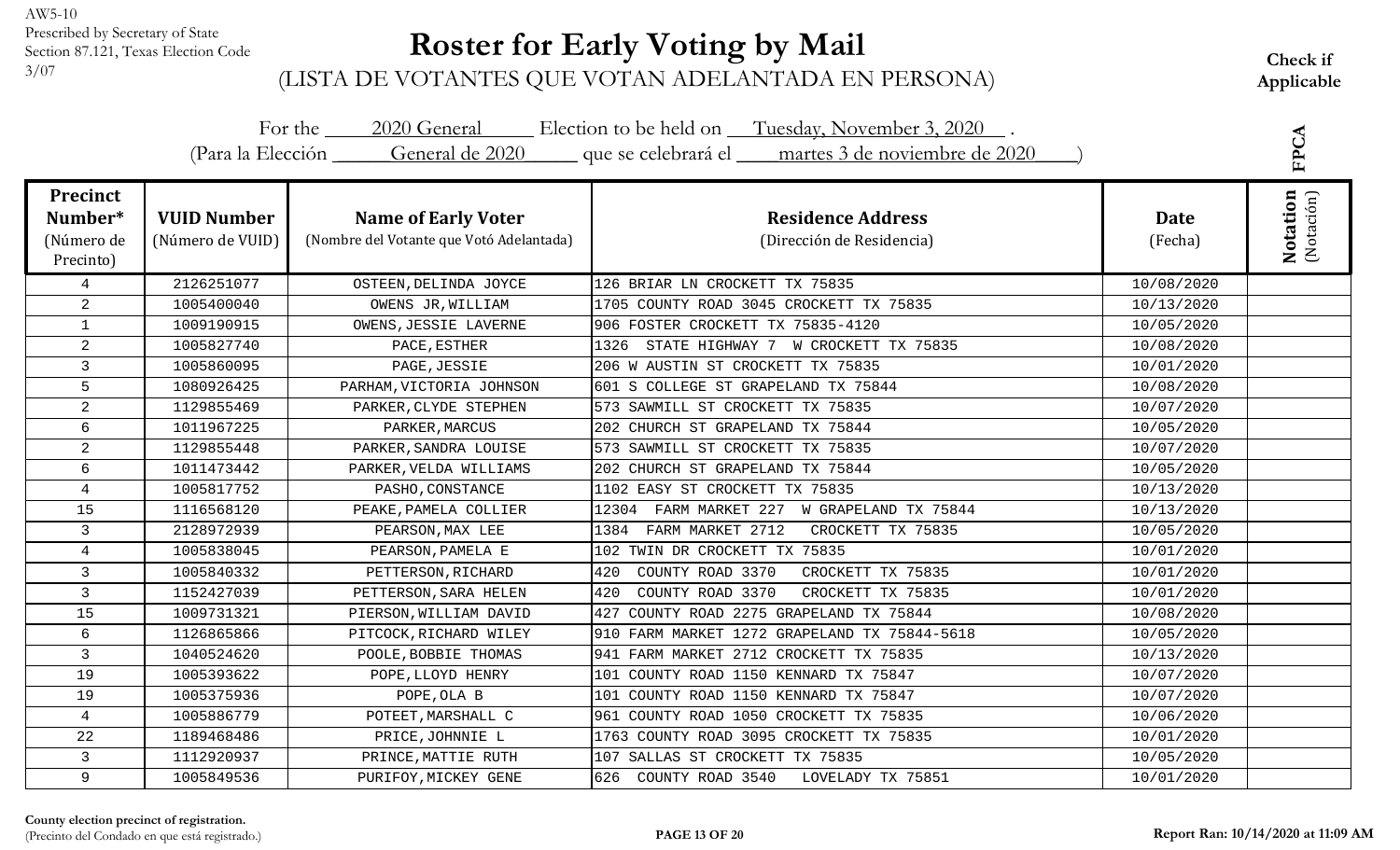AW5-10
Prescribed by Secretary of State
Section 87.121, Texas Election Code
3/07

# Roster for Early Voting by Mail

(LISTA DE VOTANTES QUE VOTAN ADELANTADA EN PERSONA)

**Check if Applicable**

For the 2020 General Election to be held on Tuesday, November 3, 2020 .
(Para la Elección General de 2020 que se celebrará el martes 3 de noviembre de 2020 )

FPCA

| Precinct Number* (Número de Precinto) | VUID Number (Número de VUID) | Name of Early Voter (Nombre del Votante que Votó Adelantada) | Residence Address (Dirección de Residencia) | Date (Fecha) | Notation (Notación) |
|---|---|---|---|---|---|
| 4 | 2126251077 | OSTEEN,DELINDA JOYCE | 126 BRIAR LN CROCKETT TX 75835 | 10/08/2020 | |
| 2 | 1005400040 | OWENS JR,WILLIAM | 1705 COUNTY ROAD 3045 CROCKETT TX 75835 | 10/13/2020 | |
| 1 | 1009190915 | OWENS,JESSIE LAVERNE | 906 FOSTER CROCKETT TX 75835-4120 | 10/05/2020 | |
| 2 | 1005827740 | PACE,ESTHER | 1326 STATE HIGHWAY 7 W CROCKETT TX 75835 | 10/08/2020 | |
| 3 | 1005860095 | PAGE,JESSIE | 206 W AUSTIN ST CROCKETT TX 75835 | 10/01/2020 | |
| 5 | 1080926425 | PARHAM,VICTORIA JOHNSON | 601 S COLLEGE ST GRAPELAND TX 75844 | 10/08/2020 | |
| 2 | 1129855469 | PARKER,CLYDE STEPHEN | 573 SAWMILL ST CROCKETT TX 75835 | 10/07/2020 | |
| 6 | 1011967225 | PARKER,MARCUS | 202 CHURCH ST GRAPELAND TX 75844 | 10/05/2020 | |
| 2 | 1129855448 | PARKER,SANDRA LOUISE | 573 SAWMILL ST CROCKETT TX 75835 | 10/07/2020 | |
| 6 | 1011473442 | PARKER,VELDA WILLIAMS | 202 CHURCH ST GRAPELAND TX 75844 | 10/05/2020 | |
| 4 | 1005817752 | PASHO,CONSTANCE | 1102 EASY ST CROCKETT TX 75835 | 10/13/2020 | |
| 15 | 1116568120 | PEAKE,PAMELA COLLIER | 12304 FARM MARKET 227 W GRAPELAND TX 75844 | 10/13/2020 | |
| 3 | 2128972939 | PEARSON,MAX LEE | 1384 FARM MARKET 2712 CROCKETT TX 75835 | 10/05/2020 | |
| 4 | 1005838045 | PEARSON,PAMELA E | 102 TWIN DR CROCKETT TX 75835 | 10/01/2020 | |
| 3 | 1005840332 | PETTERSON,RICHARD | 420 COUNTY ROAD 3370 CROCKETT TX 75835 | 10/01/2020 | |
| 3 | 1152427039 | PETTERSON,SARA HELEN | 420 COUNTY ROAD 3370 CROCKETT TX 75835 | 10/01/2020 | |
| 15 | 1009731321 | PIERSON,WILLIAM DAVID | 427 COUNTY ROAD 2275 GRAPELAND TX 75844 | 10/08/2020 | |
| 6 | 1126865866 | PITCOCK,RICHARD WILEY | 910 FARM MARKET 1272 GRAPELAND TX 75844-5618 | 10/05/2020 | |
| 3 | 1040524620 | POOLE,BOBBIE THOMAS | 941 FARM MARKET 2712 CROCKETT TX 75835 | 10/13/2020 | |
| 19 | 1005393622 | POPE,LLOYD HENRY | 101 COUNTY ROAD 1150 KENNARD TX 75847 | 10/07/2020 | |
| 19 | 1005375936 | POPE,OLA B | 101 COUNTY ROAD 1150 KENNARD TX 75847 | 10/07/2020 | |
| 4 | 1005886779 | POTEET,MARSHALL C | 961 COUNTY ROAD 1050 CROCKETT TX 75835 | 10/06/2020 | |
| 22 | 1189468486 | PRICE,JOHNNIE L | 1763 COUNTY ROAD 3095 CROCKETT TX 75835 | 10/01/2020 | |
| 3 | 1112920937 | PRINCE,MATTIE RUTH | 107 SALLAS ST CROCKETT TX 75835 | 10/05/2020 | |
| 9 | 1005849536 | PURIFOY,MICKEY GENE | 626 COUNTY ROAD 3540 LOVELADY TX 75851 | 10/01/2020 | |

**County election precinct of registration.**
(Precinto del Condado en que está registrado.)

Report Ran: 10/14/2020 at 11:09 AM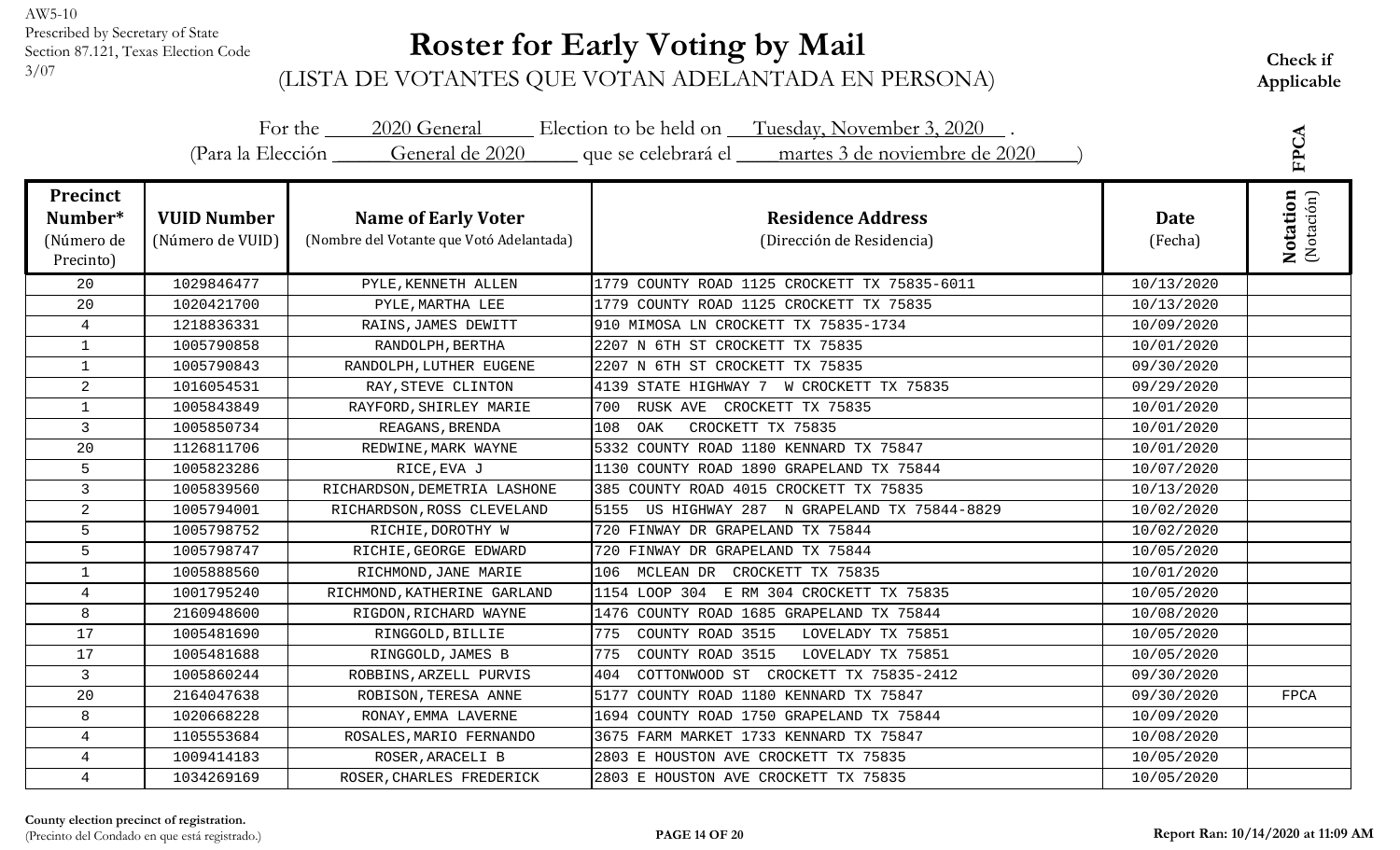AW5-10
Prescribed by Secretary of State
Section 87.121, Texas Election Code
3/07

# Roster for Early Voting by Mail

(LISTA DE VOTANTES QUE VOTAN ADELANTADA EN PERSONA)

**Check if Applicable**

For the 2020 General Election to be held on Tuesday, November 3, 2020 .
(Para la Elección General de 2020 que se celebrará el martes 3 de noviembre de 2020 )

| Precinct Number* (Número de Precinto) | VUID Number (Número de VUID) | Name of Early Voter (Nombre del Votante que Votó Adelantada) | Residence Address (Dirección de Residencia) | Date (Fecha) | FPCA Notation (Notación) |
|---|---|---|---|---|---|
| 20 | 1029846477 | PYLE,KENNETH ALLEN | 1779 COUNTY ROAD 1125 CROCKETT TX 75835-6011 | 10/13/2020 | |
| 20 | 1020421700 | PYLE,MARTHA LEE | 1779 COUNTY ROAD 1125 CROCKETT TX 75835 | 10/13/2020 | |
| 4 | 1218836331 | RAINS,JAMES DEWITT | 910 MIMOSA LN CROCKETT TX 75835-1734 | 10/09/2020 | |
| 1 | 1005790858 | RANDOLPH,BERTHA | 2207 N 6TH ST CROCKETT TX 75835 | 10/01/2020 | |
| 1 | 1005790843 | RANDOLPH,LUTHER EUGENE | 2207 N 6TH ST CROCKETT TX 75835 | 09/30/2020 | |
| 2 | 1016054531 | RAY,STEVE CLINTON | 4139 STATE HIGHWAY 7 W CROCKETT TX 75835 | 09/29/2020 | |
| 1 | 1005843849 | RAYFORD,SHIRLEY MARIE | 700 RUSK AVE CROCKETT TX 75835 | 10/01/2020 | |
| 3 | 1005850734 | REAGANS,BRENDA | 108 OAK CROCKETT TX 75835 | 10/01/2020 | |
| 20 | 1126811706 | REDWINE,MARK WAYNE | 5332 COUNTY ROAD 1180 KENNARD TX 75847 | 10/01/2020 | |
| 5 | 1005823286 | RICE,EVA J | 1130 COUNTY ROAD 1890 GRAPELAND TX 75844 | 10/07/2020 | |
| 3 | 1005839560 | RICHARDSON,DEMETRIA LASHONE | 385 COUNTY ROAD 4015 CROCKETT TX 75835 | 10/13/2020 | |
| 2 | 1005794001 | RICHARDSON,ROSS CLEVELAND | 5155 US HIGHWAY 287 N GRAPELAND TX 75844-8829 | 10/02/2020 | |
| 5 | 1005798752 | RICHIE,DOROTHY W | 720 FINWAY DR GRAPELAND TX 75844 | 10/02/2020 | |
| 5 | 1005798747 | RICHIE,GEORGE EDWARD | 720 FINWAY DR GRAPELAND TX 75844 | 10/05/2020 | |
| 1 | 1005888560 | RICHMOND,JANE MARIE | 106 MCLEAN DR CROCKETT TX 75835 | 10/01/2020 | |
| 4 | 1001795240 | RICHMOND,KATHERINE GARLAND | 1154 LOOP 304 E RM 304 CROCKETT TX 75835 | 10/05/2020 | |
| 8 | 2160948600 | RIGDON,RICHARD WAYNE | 1476 COUNTY ROAD 1685 GRAPELAND TX 75844 | 10/08/2020 | |
| 17 | 1005481690 | RINGGOLD,BILLIE | 775 COUNTY ROAD 3515 LOVELADY TX 75851 | 10/05/2020 | |
| 17 | 1005481688 | RINGGOLD,JAMES B | 775 COUNTY ROAD 3515 LOVELADY TX 75851 | 10/05/2020 | |
| 3 | 1005860244 | ROBBINS,ARZELL PURVIS | 404 COTTONWOOD ST CROCKETT TX 75835-2412 | 09/30/2020 | |
| 20 | 2164047638 | ROBISON,TERESA ANNE | 5177 COUNTY ROAD 1180 KENNARD TX 75847 | 09/30/2020 | FPCA |
| 8 | 1020668228 | RONAY,EMMA LAVERNE | 1694 COUNTY ROAD 1750 GRAPELAND TX 75844 | 10/09/2020 | |
| 4 | 1105553684 | ROSALES,MARIO FERNANDO | 3675 FARM MARKET 1733 KENNARD TX 75847 | 10/08/2020 | |
| 4 | 1009414183 | ROSER,ARACELI B | 2803 E HOUSTON AVE CROCKETT TX 75835 | 10/05/2020 | |
| 4 | 1034269169 | ROSER,CHARLES FREDERICK | 2803 E HOUSTON AVE CROCKETT TX 75835 | 10/05/2020 | |

**County election precinct of registration.**
(Precinto del Condado en que está registrado.)

Report Ran: 10/14/2020 at 11:09 AM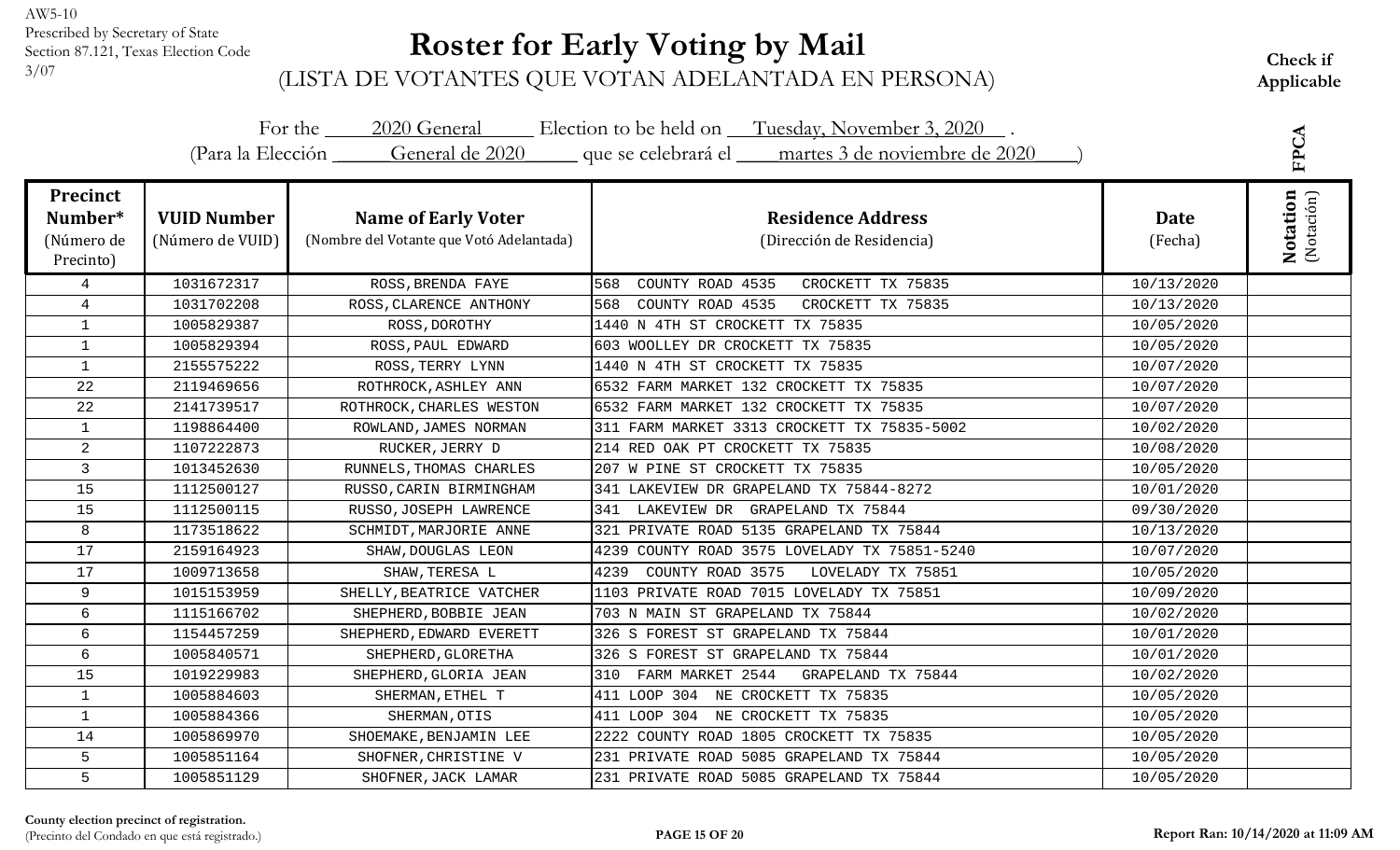AW5-10
Prescribed by Secretary of State
Section 87.121, Texas Election Code
3/07

# Roster for Early Voting by Mail

(LISTA DE VOTANTES QUE VOTAN ADELANTADA EN PERSONA)

**Check if Applicable**

For the 2020 General Election to be held on Tuesday, November 3, 2020 .
(Para la Elección General de 2020 que se celebrará el martes 3 de noviembre de 2020 )

| Precinct Number* (Número de Precinto) | VUID Number (Número de VUID) | Name of Early Voter (Nombre del Votante que Votó Adelantada) | Residence Address (Dirección de Residencia) | Date (Fecha) | Notation (Notación) FPCA |
|---|---|---|---|---|---|
| 4 | 1031672317 | ROSS,BRENDA FAYE | 568 COUNTY ROAD 4535 CROCKETT TX 75835 | 10/13/2020 | |
| 4 | 1031702208 | ROSS,CLARENCE ANTHONY | 568 COUNTY ROAD 4535 CROCKETT TX 75835 | 10/13/2020 | |
| 1 | 1005829387 | ROSS,DOROTHY | 1440 N 4TH ST CROCKETT TX 75835 | 10/05/2020 | |
| 1 | 1005829394 | ROSS,PAUL EDWARD | 603 WOOLLEY DR CROCKETT TX 75835 | 10/05/2020 | |
| 1 | 2155575222 | ROSS,TERRY LYNN | 1440 N 4TH ST CROCKETT TX 75835 | 10/07/2020 | |
| 22 | 2119469656 | ROTHROCK,ASHLEY ANN | 6532 FARM MARKET 132 CROCKETT TX 75835 | 10/07/2020 | |
| 22 | 2141739517 | ROTHROCK,CHARLES WESTON | 6532 FARM MARKET 132 CROCKETT TX 75835 | 10/07/2020 | |
| 1 | 1198864400 | ROWLAND,JAMES NORMAN | 311 FARM MARKET 3313 CROCKETT TX 75835-5002 | 10/02/2020 | |
| 2 | 1107222873 | RUCKER,JERRY D | 214 RED OAK PT CROCKETT TX 75835 | 10/08/2020 | |
| 3 | 1013452630 | RUNNELS,THOMAS CHARLES | 207 W PINE ST CROCKETT TX 75835 | 10/05/2020 | |
| 15 | 1112500127 | RUSSO,CARIN BIRMINGHAM | 341 LAKEVIEW DR GRAPELAND TX 75844-8272 | 10/01/2020 | |
| 15 | 1112500115 | RUSSO,JOSEPH LAWRENCE | 341 LAKEVIEW DR GRAPELAND TX 75844 | 09/30/2020 | |
| 8 | 1173518622 | SCHMIDT,MARJORIE ANNE | 321 PRIVATE ROAD 5135 GRAPELAND TX 75844 | 10/13/2020 | |
| 17 | 2159164923 | SHAW,DOUGLAS LEON | 4239 COUNTY ROAD 3575 LOVELADY TX 75851-5240 | 10/07/2020 | |
| 17 | 1009713658 | SHAW,TERESA L | 4239 COUNTY ROAD 3575 LOVELADY TX 75851 | 10/05/2020 | |
| 9 | 1015153959 | SHELLY,BEATRICE VATCHER | 1103 PRIVATE ROAD 7015 LOVELADY TX 75851 | 10/09/2020 | |
| 6 | 1115166702 | SHEPHERD,BOBBIE JEAN | 703 N MAIN ST GRAPELAND TX 75844 | 10/02/2020 | |
| 6 | 1154457259 | SHEPHERD,EDWARD EVERETT | 326 S FOREST ST GRAPELAND TX 75844 | 10/01/2020 | |
| 6 | 1005840571 | SHEPHERD,GLORETHA | 326 S FOREST ST GRAPELAND TX 75844 | 10/01/2020 | |
| 15 | 1019229983 | SHEPHERD,GLORIA JEAN | 310 FARM MARKET 2544 GRAPELAND TX 75844 | 10/02/2020 | |
| 1 | 1005884603 | SHERMAN,ETHEL T | 411 LOOP 304 NE CROCKETT TX 75835 | 10/05/2020 | |
| 1 | 1005884366 | SHERMAN,OTIS | 411 LOOP 304 NE CROCKETT TX 75835 | 10/05/2020 | |
| 14 | 1005869970 | SHOEMAKE,BENJAMIN LEE | 2222 COUNTY ROAD 1805 CROCKETT TX 75835 | 10/05/2020 | |
| 5 | 1005851164 | SHOFNER,CHRISTINE V | 231 PRIVATE ROAD 5085 GRAPELAND TX 75844 | 10/05/2020 | |
| 5 | 1005851129 | SHOFNER,JACK LAMAR | 231 PRIVATE ROAD 5085 GRAPELAND TX 75844 | 10/05/2020 | |

**County election precinct of registration.**
(Precinto del Condado en que está registrado.)

**Report Ran: 10/14/2020 at 11:09 AM**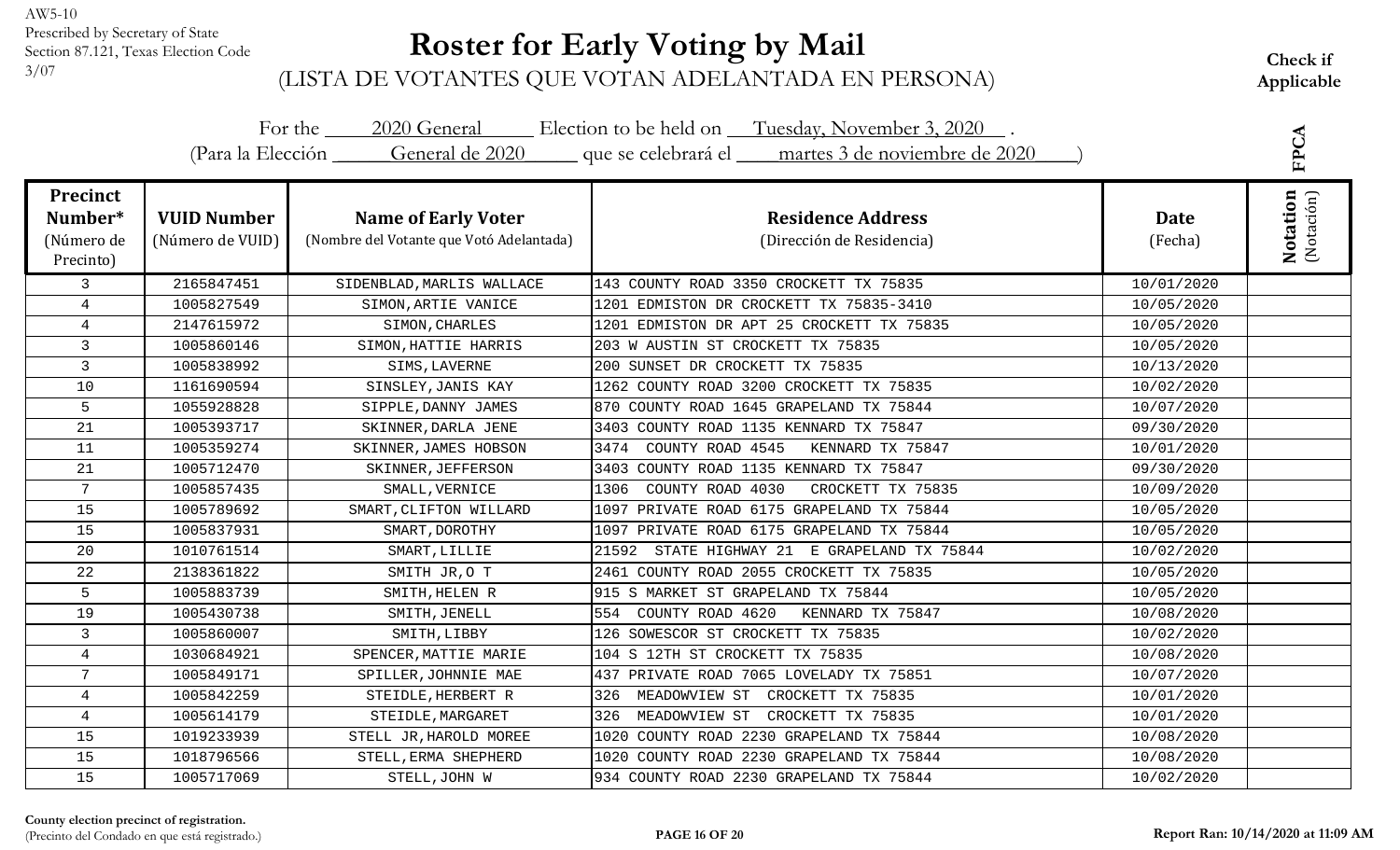AW5-10
Prescribed by Secretary of State
Section 87.121, Texas Election Code
3/07

# Roster for Early Voting by Mail

(LISTA DE VOTANTES QUE VOTAN ADELANTADA EN PERSONA)

**Check if Applicable**

For the 2020 General Election to be held on Tuesday, November 3, 2020 .
(Para la Elección General de 2020 que se celebrará el martes 3 de noviembre de 2020 )

FPCA

| Precinct Number* (Número de Precinto) | VUID Number (Número de VUID) | Name of Early Voter (Nombre del Votante que Votó Adelantada) | Residence Address (Dirección de Residencia) | Date (Fecha) | Notation (Notación) |
|---|---|---|---|---|---|
| 3 | 2165847451 | SIDENBLAD,MARLIS WALLACE | 143 COUNTY ROAD 3350 CROCKETT TX 75835 | 10/01/2020 | |
| 4 | 1005827549 | SIMON,ARTIE VANICE | 1201 EDMISTON DR CROCKETT TX 75835-3410 | 10/05/2020 | |
| 4 | 2147615972 | SIMON,CHARLES | 1201 EDMISTON DR APT 25 CROCKETT TX 75835 | 10/05/2020 | |
| 3 | 1005860146 | SIMON,HATTIE HARRIS | 203 W AUSTIN ST CROCKETT TX 75835 | 10/05/2020 | |
| 3 | 1005838992 | SIMS,LAVERNE | 200 SUNSET DR CROCKETT TX 75835 | 10/13/2020 | |
| 10 | 1161690594 | SINSLEY,JANIS KAY | 1262 COUNTY ROAD 3200 CROCKETT TX 75835 | 10/02/2020 | |
| 5 | 1055928828 | SIPPLE,DANNY JAMES | 870 COUNTY ROAD 1645 GRAPELAND TX 75844 | 10/07/2020 | |
| 21 | 1005393717 | SKINNER,DARLA JENE | 3403 COUNTY ROAD 1135 KENNARD TX 75847 | 09/30/2020 | |
| 11 | 1005359274 | SKINNER,JAMES HOBSON | 3474 COUNTY ROAD 4545 KENNARD TX 75847 | 10/01/2020 | |
| 21 | 1005712470 | SKINNER,JEFFERSON | 3403 COUNTY ROAD 1135 KENNARD TX 75847 | 09/30/2020 | |
| 7 | 1005857435 | SMALL,VERNICE | 1306 COUNTY ROAD 4030 CROCKETT TX 75835 | 10/09/2020 | |
| 15 | 1005789692 | SMART,CLIFTON WILLARD | 1097 PRIVATE ROAD 6175 GRAPELAND TX 75844 | 10/05/2020 | |
| 15 | 1005837931 | SMART,DOROTHY | 1097 PRIVATE ROAD 6175 GRAPELAND TX 75844 | 10/05/2020 | |
| 20 | 1010761514 | SMART,LILLIE | 21592 STATE HIGHWAY 21 E GRAPELAND TX 75844 | 10/02/2020 | |
| 22 | 2138361822 | SMITH JR,O T | 2461 COUNTY ROAD 2055 CROCKETT TX 75835 | 10/05/2020 | |
| 5 | 1005883739 | SMITH,HELEN R | 915 S MARKET ST GRAPELAND TX 75844 | 10/05/2020 | |
| 19 | 1005430738 | SMITH,JENELL | 554 COUNTY ROAD 4620 KENNARD TX 75847 | 10/08/2020 | |
| 3 | 1005860007 | SMITH,LIBBY | 126 SOWESCOR ST CROCKETT TX 75835 | 10/02/2020 | |
| 4 | 1030684921 | SPENCER,MATTIE MARIE | 104 S 12TH ST CROCKETT TX 75835 | 10/08/2020 | |
| 7 | 1005849171 | SPILLER,JOHNNIE MAE | 437 PRIVATE ROAD 7065 LOVELADY TX 75851 | 10/07/2020 | |
| 4 | 1005842259 | STEIDLE,HERBERT R | 326 MEADOWVIEW ST CROCKETT TX 75835 | 10/01/2020 | |
| 4 | 1005614179 | STEIDLE,MARGARET | 326 MEADOWVIEW ST CROCKETT TX 75835 | 10/01/2020 | |
| 15 | 1019233939 | STELL JR,HAROLD MOREE | 1020 COUNTY ROAD 2230 GRAPELAND TX 75844 | 10/08/2020 | |
| 15 | 1018796566 | STELL,ERMA SHEPHERD | 1020 COUNTY ROAD 2230 GRAPELAND TX 75844 | 10/08/2020 | |
| 15 | 1005717069 | STELL,JOHN W | 934 COUNTY ROAD 2230 GRAPELAND TX 75844 | 10/02/2020 | |

**County election precinct of registration.**
(Precinto del Condado en que está registrado.)

**Report Ran: 10/14/2020 at 11:09 AM**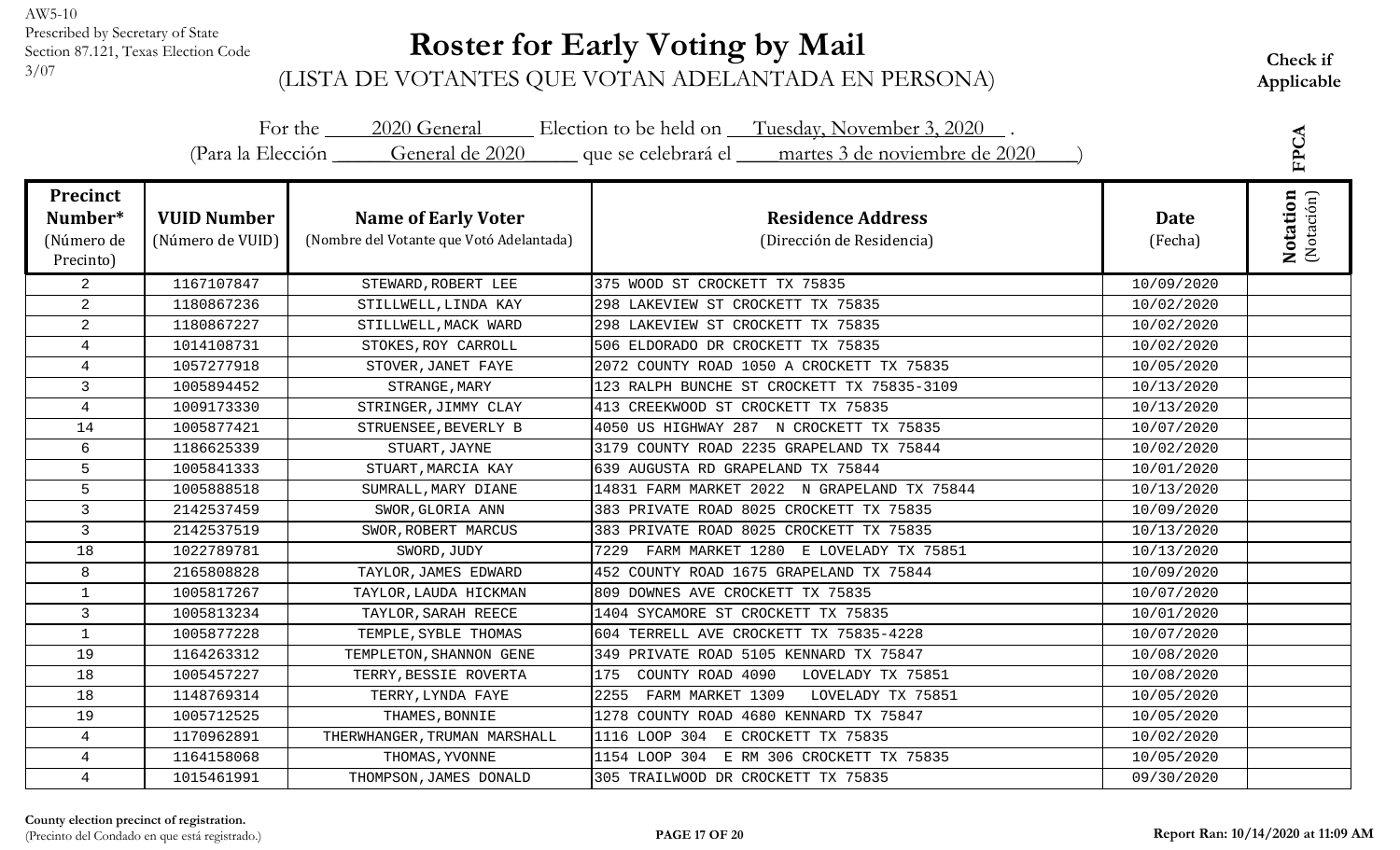AW5-10
Prescribed by Secretary of State
Section 87.121, Texas Election Code
3/07

# Roster for Early Voting by Mail

(LISTA DE VOTANTES QUE VOTAN ADELANTADA EN PERSONA)

**Check if Applicable**

For the 2020 General Election to be held on Tuesday, November 3, 2020 .
(Para la Elección General de 2020 que se celebrará el martes 3 de noviembre de 2020)

**FPCA**

| Precinct Number* (Número de Precinto) | VUID Number (Número de VUID) | Name of Early Voter (Nombre del Votante que Votó Adelantada) | Residence Address (Dirección de Residencia) | Date (Fecha) | Notation (Notación) |
|---|---|---|---|---|---|
| 2 | 1167107847 | STEWARD,ROBERT LEE | 375 WOOD ST CROCKETT TX 75835 | 10/09/2020 | |
| 2 | 1180867236 | STILLWELL,LINDA KAY | 298 LAKEVIEW ST CROCKETT TX 75835 | 10/02/2020 | |
| 2 | 1180867227 | STILLWELL,MACK WARD | 298 LAKEVIEW ST CROCKETT TX 75835 | 10/02/2020 | |
| 4 | 1014108731 | STOKES,ROY CARROLL | 506 ELDORADO DR CROCKETT TX 75835 | 10/02/2020 | |
| 4 | 1057277918 | STOVER,JANET FAYE | 2072 COUNTY ROAD 1050 A CROCKETT TX 75835 | 10/05/2020 | |
| 3 | 1005894452 | STRANGE,MARY | 123 RALPH BUNCHE ST CROCKETT TX 75835-3109 | 10/13/2020 | |
| 4 | 1009173330 | STRINGER,JIMMY CLAY | 413 CREEKWOOD ST CROCKETT TX 75835 | 10/13/2020 | |
| 14 | 1005877421 | STRUENSEE,BEVERLY B | 4050 US HIGHWAY 287 N CROCKETT TX 75835 | 10/07/2020 | |
| 6 | 1186625339 | STUART,JAYNE | 3179 COUNTY ROAD 2235 GRAPELAND TX 75844 | 10/02/2020 | |
| 5 | 1005841333 | STUART,MARCIA KAY | 639 AUGUSTA RD GRAPELAND TX 75844 | 10/01/2020 | |
| 5 | 1005888518 | SUMRALL,MARY DIANE | 14831 FARM MARKET 2022 N GRAPELAND TX 75844 | 10/13/2020 | |
| 3 | 2142537459 | SWOR,GLORIA ANN | 383 PRIVATE ROAD 8025 CROCKETT TX 75835 | 10/09/2020 | |
| 3 | 2142537519 | SWOR,ROBERT MARCUS | 383 PRIVATE ROAD 8025 CROCKETT TX 75835 | 10/13/2020 | |
| 18 | 1022789781 | SWORD,JUDY | 7229 FARM MARKET 1280 E LOVELADY TX 75851 | 10/13/2020 | |
| 8 | 2165808828 | TAYLOR,JAMES EDWARD | 452 COUNTY ROAD 1675 GRAPELAND TX 75844 | 10/09/2020 | |
| 1 | 1005817267 | TAYLOR,LAUDA HICKMAN | 809 DOWNES AVE CROCKETT TX 75835 | 10/07/2020 | |
| 3 | 1005813234 | TAYLOR,SARAH REECE | 1404 SYCAMORE ST CROCKETT TX 75835 | 10/01/2020 | |
| 1 | 1005877228 | TEMPLE,SYBLE THOMAS | 604 TERRELL AVE CROCKETT TX 75835-4228 | 10/07/2020 | |
| 19 | 1164263312 | TEMPLETON,SHANNON GENE | 349 PRIVATE ROAD 5105 KENNARD TX 75847 | 10/08/2020 | |
| 18 | 1005457227 | TERRY,BESSIE ROVERTA | 175 COUNTY ROAD 4090 LOVELADY TX 75851 | 10/08/2020 | |
| 18 | 1148769314 | TERRY,LYNDA FAYE | 2255 FARM MARKET 1309 LOVELADY TX 75851 | 10/05/2020 | |
| 19 | 1005712525 | THAMES,BONNIE | 1278 COUNTY ROAD 4680 KENNARD TX 75847 | 10/05/2020 | |
| 4 | 1170962891 | THERWHANGER,TRUMAN MARSHALL | 1116 LOOP 304 E CROCKETT TX 75835 | 10/02/2020 | |
| 4 | 1164158068 | THOMAS,YVONNE | 1154 LOOP 304 E RM 306 CROCKETT TX 75835 | 10/05/2020 | |
| 4 | 1015461991 | THOMPSON,JAMES DONALD | 305 TRAILWOOD DR CROCKETT TX 75835 | 09/30/2020 | |

**County election precinct of registration.**
(Precinto del Condado en que está registrado.)

Report Ran: 10/14/2020 at 11:09 AM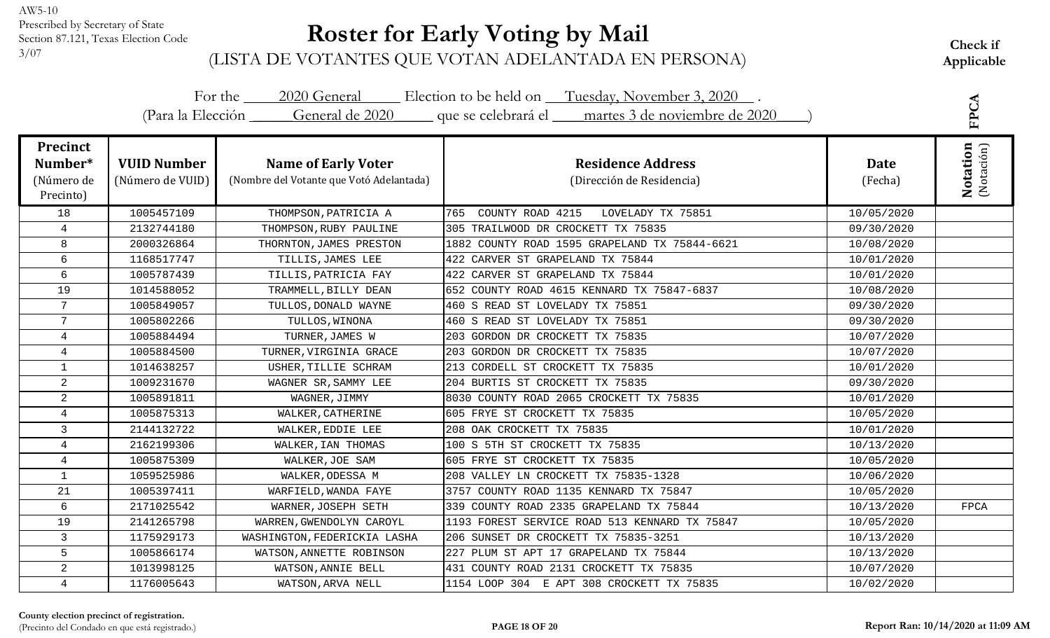AW5-10
Prescribed by Secretary of State
Section 87.121, Texas Election Code
3/07

# Roster for Early Voting by Mail

(LISTA DE VOTANTES QUE VOTAN ADELANTADA EN PERSONA)

**Check if Applicable**

For the 2020 General Election to be held on Tuesday, November 3, 2020 .
(Para la Elección General de 2020 que se celebrará el martes 3 de noviembre de 2020 )

**FPCA**

| Precinct Number* (Número de Precinto) | VUID Number (Número de VUID) | Name of Early Voter (Nombre del Votante que Votó Adelantada) | Residence Address (Dirección de Residencia) | Date (Fecha) | Notation (Notación) |
|---|---|---|---|---|---|
| 18 | 1005457109 | THOMPSON,PATRICIA A | 765 COUNTY ROAD 4215 LOVELADY TX 75851 | 10/05/2020 | |
| 4 | 2132744180 | THOMPSON,RUBY PAULINE | 305 TRAILWOOD DR CROCKETT TX 75835 | 09/30/2020 | |
| 8 | 2000326864 | THORNTON,JAMES PRESTON | 1882 COUNTY ROAD 1595 GRAPELAND TX 75844-6621 | 10/08/2020 | |
| 6 | 1168517747 | TILLIS,JAMES LEE | 422 CARVER ST GRAPELAND TX 75844 | 10/01/2020 | |
| 6 | 1005787439 | TILLIS,PATRICIA FAY | 422 CARVER ST GRAPELAND TX 75844 | 10/01/2020 | |
| 19 | 1014588052 | TRAMMELL,BILLY DEAN | 652 COUNTY ROAD 4615 KENNARD TX 75847-6837 | 10/08/2020 | |
| 7 | 1005849057 | TULLOS,DONALD WAYNE | 460 S READ ST LOVELADY TX 75851 | 09/30/2020 | |
| 7 | 1005802266 | TULLOS,WINONA | 460 S READ ST LOVELADY TX 75851 | 09/30/2020 | |
| 4 | 1005884494 | TURNER,JAMES W | 203 GORDON DR CROCKETT TX 75835 | 10/07/2020 | |
| 4 | 1005884500 | TURNER,VIRGINIA GRACE | 203 GORDON DR CROCKETT TX 75835 | 10/07/2020 | |
| 1 | 1014638257 | USHER,TILLIE SCHRAM | 213 CORDELL ST CROCKETT TX 75835 | 10/01/2020 | |
| 2 | 1009231670 | WAGNER SR,SAMMY LEE | 204 BURTIS ST CROCKETT TX 75835 | 09/30/2020 | |
| 2 | 1005891811 | WAGNER,JIMMY | 8030 COUNTY ROAD 2065 CROCKETT TX 75835 | 10/01/2020 | |
| 4 | 1005875313 | WALKER,CATHERINE | 605 FRYE ST CROCKETT TX 75835 | 10/05/2020 | |
| 3 | 2144132722 | WALKER,EDDIE LEE | 208 OAK CROCKETT TX 75835 | 10/01/2020 | |
| 4 | 2162199306 | WALKER,IAN THOMAS | 100 S 5TH ST CROCKETT TX 75835 | 10/13/2020 | |
| 4 | 1005875309 | WALKER,JOE SAM | 605 FRYE ST CROCKETT TX 75835 | 10/05/2020 | |
| 1 | 1059525986 | WALKER,ODESSA M | 208 VALLEY LN CROCKETT TX 75835-1328 | 10/06/2020 | |
| 21 | 1005397411 | WARFIELD,WANDA FAYE | 3757 COUNTY ROAD 1135 KENNARD TX 75847 | 10/05/2020 | |
| 6 | 2171025542 | WARNER,JOSEPH SETH | 339 COUNTY ROAD 2335 GRAPELAND TX 75844 | 10/13/2020 | FPCA |
| 19 | 2141265798 | WARREN,GWENDOLYN CAROYL | 1193 FOREST SERVICE ROAD 513 KENNARD TX 75847 | 10/05/2020 | |
| 3 | 1175929173 | WASHINGTON,FEDERICKIA LASHA | 206 SUNSET DR CROCKETT TX 75835-3251 | 10/13/2020 | |
| 5 | 1005866174 | WATSON,ANNETTE ROBINSON | 227 PLUM ST APT 17 GRAPELAND TX 75844 | 10/13/2020 | |
| 2 | 1013998125 | WATSON,ANNIE BELL | 431 COUNTY ROAD 2131 CROCKETT TX 75835 | 10/07/2020 | |
| 4 | 1176005643 | WATSON,ARVA NELL | 1154 LOOP 304 E APT 308 CROCKETT TX 75835 | 10/02/2020 | |

**County election precinct of registration.**
(Precinto del Condado en que está registrado.)

**Report Ran: 10/14/2020 at 11:09 AM**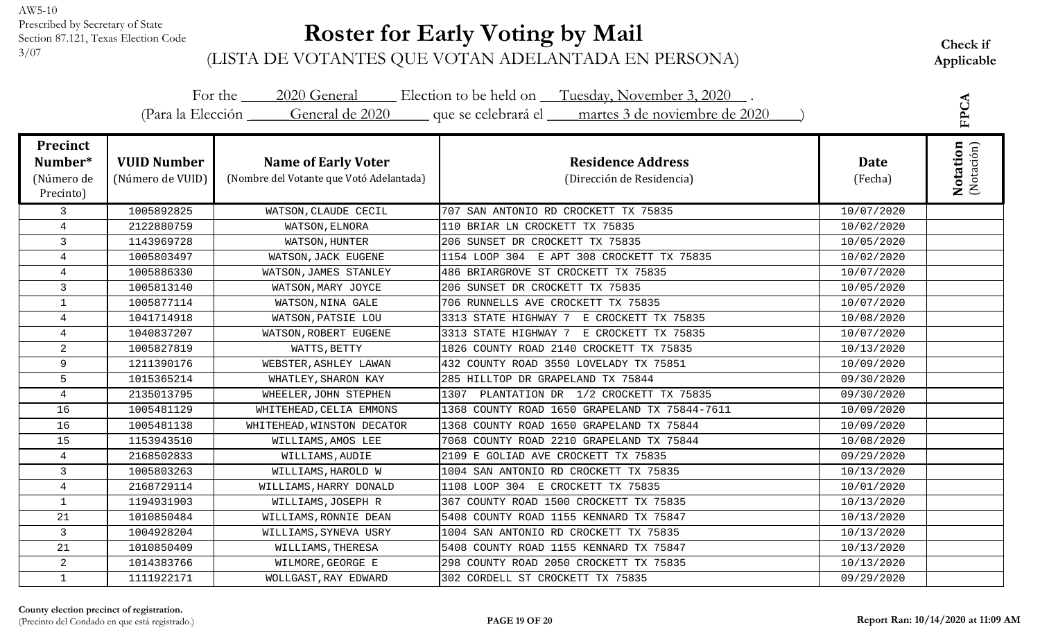AW5-10
Prescribed by Secretary of State
Section 87.121, Texas Election Code
3/07

# Roster for Early Voting by Mail

## (LISTA DE VOTANTES QUE VOTAN ADELANTADA EN PERSONA)

**Check if Applicable**

For the 2020 General Election to be held on Tuesday, November 3, 2020 .
(Para la Elección General de 2020 que se celebrará el martes 3 de noviembre de 2020 )

**FPCA**

| Precinct Number* (Número de Precinto) | VUID Number (Número de VUID) | Name of Early Voter (Nombre del Votante que Votó Adelantada) | Residence Address (Dirección de Residencia) | Date (Fecha) | Notation (Notación) |
|---|---|---|---|---|---|
| 3 | 1005892825 | WATSON,CLAUDE CECIL | 707 SAN ANTONIO RD CROCKETT TX 75835 | 10/07/2020 | |
| 4 | 2122880759 | WATSON,ELNORA | 110 BRIAR LN CROCKETT TX 75835 | 10/02/2020 | |
| 3 | 1143969728 | WATSON,HUNTER | 206 SUNSET DR CROCKETT TX 75835 | 10/05/2020 | |
| 4 | 1005803497 | WATSON,JACK EUGENE | 1154 LOOP 304 E APT 308 CROCKETT TX 75835 | 10/02/2020 | |
| 4 | 1005886330 | WATSON,JAMES STANLEY | 486 BRIARGROVE ST CROCKETT TX 75835 | 10/07/2020 | |
| 3 | 1005813140 | WATSON,MARY JOYCE | 206 SUNSET DR CROCKETT TX 75835 | 10/05/2020 | |
| 1 | 1005877114 | WATSON,NINA GALE | 706 RUNNELLS AVE CROCKETT TX 75835 | 10/07/2020 | |
| 4 | 1041714918 | WATSON,PATSIE LOU | 3313 STATE HIGHWAY 7 E CROCKETT TX 75835 | 10/08/2020 | |
| 4 | 1040837207 | WATSON,ROBERT EUGENE | 3313 STATE HIGHWAY 7 E CROCKETT TX 75835 | 10/07/2020 | |
| 2 | 1005827819 | WATTS,BETTY | 1826 COUNTY ROAD 2140 CROCKETT TX 75835 | 10/13/2020 | |
| 9 | 1211390176 | WEBSTER,ASHLEY LAWAN | 432 COUNTY ROAD 3550 LOVELADY TX 75851 | 10/09/2020 | |
| 5 | 1015365214 | WHATLEY,SHARON KAY | 285 HILLTOP DR GRAPELAND TX 75844 | 09/30/2020 | |
| 4 | 2135013795 | WHEELER,JOHN STEPHEN | 1307 PLANTATION DR 1/2 CROCKETT TX 75835 | 09/30/2020 | |
| 16 | 1005481129 | WHITEHEAD,CELIA EMMONS | 1368 COUNTY ROAD 1650 GRAPELAND TX 75844-7611 | 10/09/2020 | |
| 16 | 1005481138 | WHITEHEAD,WINSTON DECATOR | 1368 COUNTY ROAD 1650 GRAPELAND TX 75844 | 10/09/2020 | |
| 15 | 1153943510 | WILLIAMS,AMOS LEE | 7068 COUNTY ROAD 2210 GRAPELAND TX 75844 | 10/08/2020 | |
| 4 | 2168502833 | WILLIAMS,AUDIE | 2109 E GOLIAD AVE CROCKETT TX 75835 | 09/29/2020 | |
| 3 | 1005803263 | WILLIAMS,HAROLD W | 1004 SAN ANTONIO RD CROCKETT TX 75835 | 10/13/2020 | |
| 4 | 2168729114 | WILLIAMS,HARRY DONALD | 1108 LOOP 304 E CROCKETT TX 75835 | 10/01/2020 | |
| 1 | 1194931903 | WILLIAMS,JOSEPH R | 367 COUNTY ROAD 1500 CROCKETT TX 75835 | 10/13/2020 | |
| 21 | 1010850484 | WILLIAMS,RONNIE DEAN | 5408 COUNTY ROAD 1155 KENNARD TX 75847 | 10/13/2020 | |
| 3 | 1004928204 | WILLIAMS,SYNEVA USRY | 1004 SAN ANTONIO RD CROCKETT TX 75835 | 10/13/2020 | |
| 21 | 1010850409 | WILLIAMS,THERESA | 5408 COUNTY ROAD 1155 KENNARD TX 75847 | 10/13/2020 | |
| 2 | 1014383766 | WILMORE,GEORGE E | 298 COUNTY ROAD 2050 CROCKETT TX 75835 | 10/13/2020 | |
| 1 | 1111922171 | WOLLGAST,RAY EDWARD | 302 CORDELL ST CROCKETT TX 75835 | 09/29/2020 | |

**County election precinct of registration.**
(Precinto del Condado en que está registrado.)

**Report Ran: 10/14/2020 at 11:09 AM**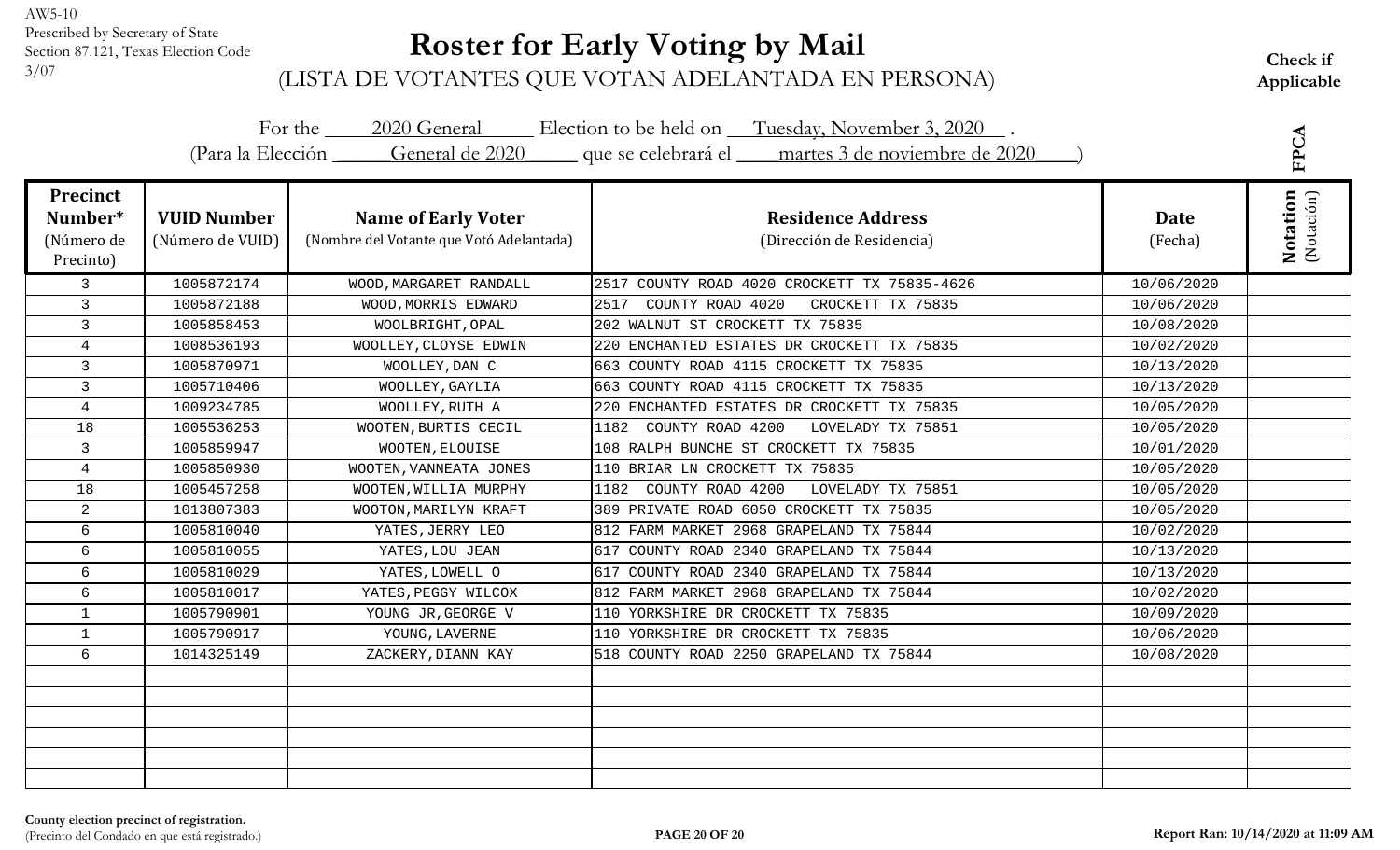AW5-10
Prescribed by Secretary of State
Section 87.121, Texas Election Code
3/07

# Roster for Early Voting by Mail

(LISTA DE VOTANTES QUE VOTAN ADELANTADA EN PERSONA)

**Check if Applicable**

**FPCA**

For the 2020 General Election to be held on Tuesday, November 3, 2020 .
(Para la Elección General de 2020 que se celebrará el martes 3 de noviembre de 2020 )

| Precinct Number* (Número de Precinto) | VUID Number (Número de VUID) | Name of Early Voter (Nombre del Votante que Votó Adelantada) | Residence Address (Dirección de Residencia) | Date (Fecha) | Notation (Notación) |
|---|---|---|---|---|---|
| 3 | 1005872174 | WOOD,MARGARET RANDALL | 2517 COUNTY ROAD 4020 CROCKETT TX 75835-4626 | 10/06/2020 | |
| 3 | 1005872188 | WOOD,MORRIS EDWARD | 2517 COUNTY ROAD 4020 CROCKETT TX 75835 | 10/06/2020 | |
| 3 | 1005858453 | WOOLBRIGHT,OPAL | 202 WALNUT ST CROCKETT TX 75835 | 10/08/2020 | |
| 4 | 1008536193 | WOOLLEY,CLOYSE EDWIN | 220 ENCHANTED ESTATES DR CROCKETT TX 75835 | 10/02/2020 | |
| 3 | 1005870971 | WOOLLEY,DAN C | 663 COUNTY ROAD 4115 CROCKETT TX 75835 | 10/13/2020 | |
| 3 | 1005710406 | WOOLLEY,GAYLIA | 663 COUNTY ROAD 4115 CROCKETT TX 75835 | 10/13/2020 | |
| 4 | 1009234785 | WOOLLEY,RUTH A | 220 ENCHANTED ESTATES DR CROCKETT TX 75835 | 10/05/2020 | |
| 18 | 1005536253 | WOOTEN,BURTIS CECIL | 1182 COUNTY ROAD 4200 LOVELADY TX 75851 | 10/05/2020 | |
| 3 | 1005859947 | WOOTEN,ELOUISE | 108 RALPH BUNCHE ST CROCKETT TX 75835 | 10/01/2020 | |
| 4 | 1005850930 | WOOTEN,VANNEATA JONES | 110 BRIAR LN CROCKETT TX 75835 | 10/05/2020 | |
| 18 | 1005457258 | WOOTEN,WILLIA MURPHY | 1182 COUNTY ROAD 4200 LOVELADY TX 75851 | 10/05/2020 | |
| 2 | 1013807383 | WOOTON,MARILYN KRAFT | 389 PRIVATE ROAD 6050 CROCKETT TX 75835 | 10/05/2020 | |
| 6 | 1005810040 | YATES,JERRY LEO | 812 FARM MARKET 2968 GRAPELAND TX 75844 | 10/02/2020 | |
| 6 | 1005810055 | YATES,LOU JEAN | 617 COUNTY ROAD 2340 GRAPELAND TX 75844 | 10/13/2020 | |
| 6 | 1005810029 | YATES,LOWELL O | 617 COUNTY ROAD 2340 GRAPELAND TX 75844 | 10/13/2020 | |
| 6 | 1005810017 | YATES,PEGGY WILCOX | 812 FARM MARKET 2968 GRAPELAND TX 75844 | 10/02/2020 | |
| 1 | 1005790901 | YOUNG JR,GEORGE V | 110 YORKSHIRE DR CROCKETT TX 75835 | 10/09/2020 | |
| 1 | 1005790917 | YOUNG,LAVERNE | 110 YORKSHIRE DR CROCKETT TX 75835 | 10/06/2020 | |
| 6 | 1014325149 | ZACKERY,DIANN KAY | 518 COUNTY ROAD 2250 GRAPELAND TX 75844 | 10/08/2020 | |
| | | | | | |
| | | | | | |
| | | | | | |
| | | | | | |
| | | | | | |
| | | | | | |

**County election precinct of registration.**
(Precinto del Condado en que está registrado.)

**Report Ran: 10/14/2020 at 11:09 AM**